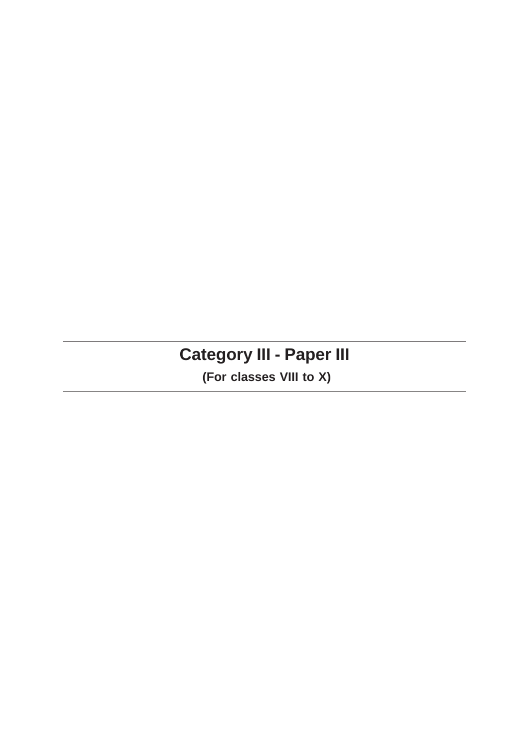# Category III - Paper III

**(For classes VIII to X)**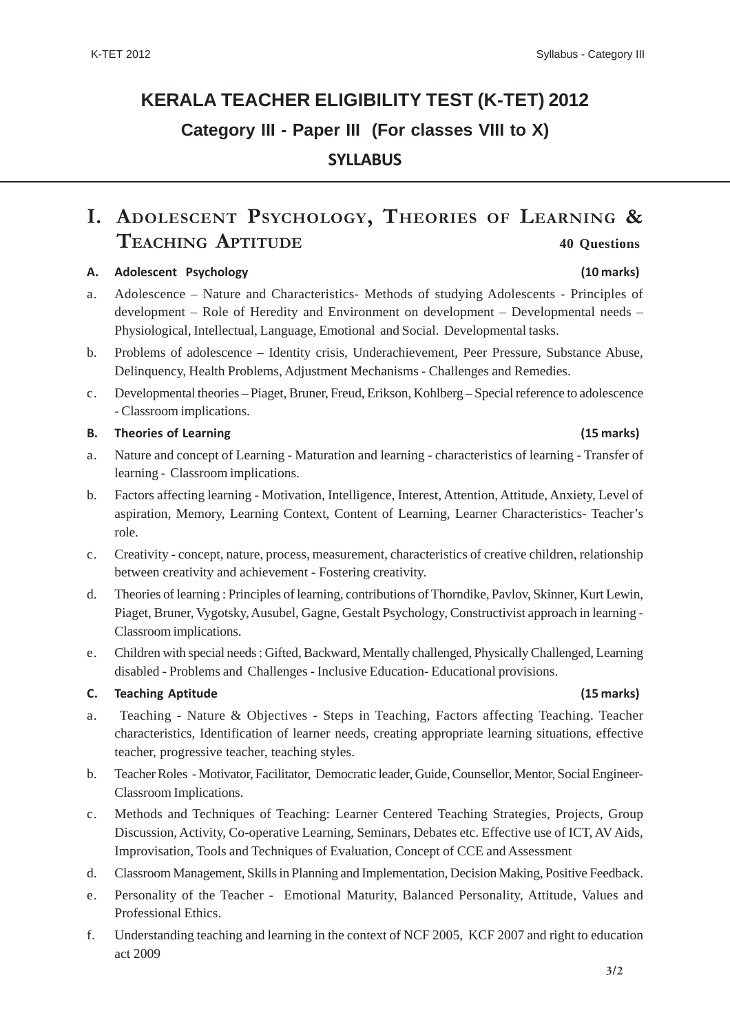# KERALA TEACHER ELIGIBILITY TEST (K-TET) 2012

## Category III - Paper III (For classes VIII to X)

## SYLLABUS

## I. Adolescent Psychology, Theories of Learning & Teaching Aptitude — 40 Questions

### A. Adolescent Psychology (10 marks)

a. Adolescence – Nature and Characteristics- Methods of studying Adolescents - Principles of development – Role of Heredity and Environment on development – Developmental needs – Physiological, Intellectual, Language, Emotional and Social. Developmental tasks.

b. Problems of adolescence – Identity crisis, Underachievement, Peer Pressure, Substance Abuse, Delinquency, Health Problems, Adjustment Mechanisms - Challenges and Remedies.

c. Developmental theories – Piaget, Bruner, Freud, Erikson, Kohlberg – Special reference to adolescence - Classroom implications.

### B. Theories of Learning (15 marks)

a. Nature and concept of Learning - Maturation and learning - characteristics of learning - Transfer of learning - Classroom implications.

b. Factors affecting learning - Motivation, Intelligence, Interest, Attention, Attitude, Anxiety, Level of aspiration, Memory, Learning Context, Content of Learning, Learner Characteristics- Teacher's role.

c. Creativity - concept, nature, process, measurement, characteristics of creative children, relationship between creativity and achievement - Fostering creativity.

d. Theories of learning : Principles of learning, contributions of Thorndike, Pavlov, Skinner, Kurt Lewin, Piaget, Bruner, Vygotsky, Ausubel, Gagne, Gestalt Psychology, Constructivist approach in learning - Classroom implications.

e. Children with special needs : Gifted, Backward, Mentally challenged, Physically Challenged, Learning disabled - Problems and Challenges - Inclusive Education- Educational provisions.

### C. Teaching Aptitude (15 marks)

a. Teaching - Nature & Objectives - Steps in Teaching, Factors affecting Teaching. Teacher characteristics, Identification of learner needs, creating appropriate learning situations, effective teacher, progressive teacher, teaching styles.

b. Teacher Roles - Motivator, Facilitator, Democratic leader, Guide, Counsellor, Mentor, Social Engineer- Classroom Implications.

c. Methods and Techniques of Teaching: Learner Centered Teaching Strategies, Projects, Group Discussion, Activity, Co-operative Learning, Seminars, Debates etc. Effective use of ICT, AV Aids, Improvisation, Tools and Techniques of Evaluation, Concept of CCE and Assessment

d. Classroom Management, Skills in Planning and Implementation, Decision Making, Positive Feedback.

e. Personality of the Teacher - Emotional Maturity, Balanced Personality, Attitude, Values and Professional Ethics.

f. Understanding teaching and learning in the context of NCF 2005, KCF 2007 and right to education act 2009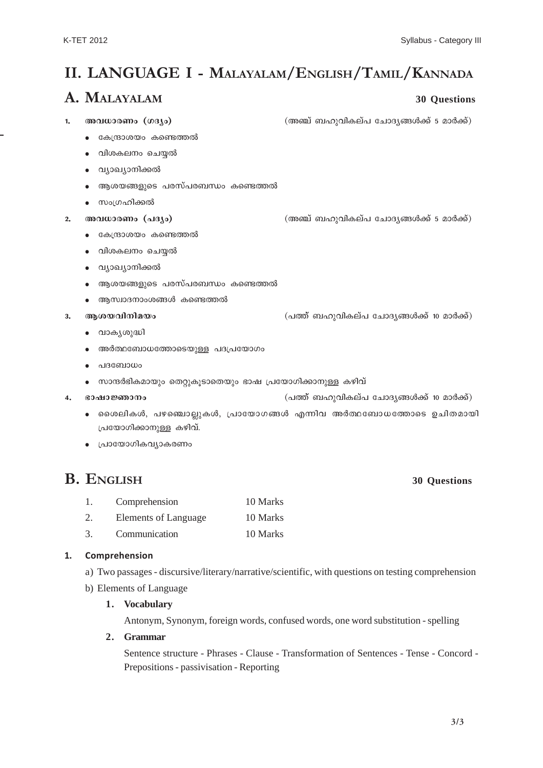# II. LANGUAGE I - MALAYALAM/ENGLISH/TAMIL/KANNADA

## A. MALAYALAM

**30 Questions**

1. **അവധാരണം (ഗദ്യം)** (അഞ്ച് ബഹുവികല്പ ചോദ്യങ്ങൾക്ക് 5 മാർക്ക്)
   - കേന്ദ്രാശയം കണ്ടെത്തൽ
   - വിശകലനം ചെയ്യൽ
   - വ്യാഖ്യാനിക്കൽ
   - ആശയങ്ങളുടെ പരസ്പരബന്ധം കണ്ടെത്തൽ
   - സംഗ്രഹിക്കൽ

2. **അവധാരണം (പദ്യം)** (അഞ്ച് ബഹുവികല്പ ചോദ്യങ്ങൾക്ക് 5 മാർക്ക്)
   - കേന്ദ്രാശയം കണ്ടെത്തൽ
   - വിശകലനം ചെയ്യൽ
   - വ്യാഖ്യാനിക്കൽ
   - ആശയങ്ങളുടെ പരസ്പരബന്ധം കണ്ടെത്തൽ
   - ആസ്വാദനാംശങ്ങൾ കണ്ടെത്തൽ

3. **ആശയവിനിമയം** (പത്ത് ബഹുവികല്പ ചോദ്യങ്ങൾക്ക് 10 മാർക്ക്)
   - വാക്യശുദ്ധി
   - അർത്ഥബോധത്തോടെയുള്ള പദപ്രയോഗം
   - പദബോധം
   - സാന്ദർഭികമായും തെറ്റുകൂടാതെയും ഭാഷ പ്രയോഗിക്കാനുള്ള കഴിവ്

4. **ഭാഷാജ്ഞാനം** (പത്ത് ബഹുവികല്പ ചോദ്യങ്ങൾക്ക് 10 മാർക്ക്)
   - ശൈലികൾ, പഴഞ്ചൊല്ലുകൾ, പ്രായോഗങ്ങൾ എന്നിവ അർത്ഥബോധത്തോടെ ഉചിതമായി പ്രയോഗിക്കാനുള്ള കഴിവ്.
   - പ്രായോഗികവ്യാകരണം

## B. ENGLISH

**30 Questions**

| | | |
|---|---|---|
| 1. | Comprehension | 10 Marks |
| 2. | Elements of Language | 10 Marks |
| 3. | Communication | 10 Marks |

### 1. Comprehension

a) Two passages - discursive/literary/narrative/scientific, with questions on testing comprehension

b) Elements of Language

1. **Vocabulary**

   Antonym, Synonym, foreign words, confused words, one word substitution - spelling

2. **Grammar**

   Sentence structure - Phrases - Clause - Transformation of Sentences - Tense - Concord - Prepositions - passivisation - Reporting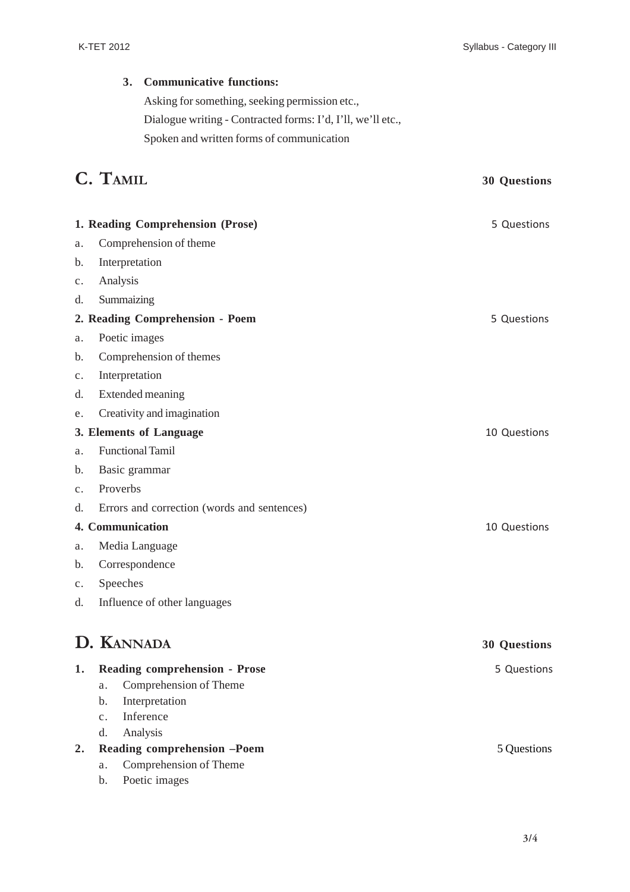3. **Communicative functions:**

   Asking for something, seeking permission etc.,

   Dialogue writing - Contracted forms: I'd, I'll, we'll etc.,

   Spoken and written forms of communication

## C. TAMIL — 30 Questions

**1. Reading Comprehension (Prose)** — 5 Questions

a. Comprehension of theme

b. Interpretation

c. Analysis

d. Summaizing

**2. Reading Comprehension - Poem** — 5 Questions

a. Poetic images

b. Comprehension of themes

c. Interpretation

d. Extended meaning

e. Creativity and imagination

**3. Elements of Language** — 10 Questions

a. Functional Tamil

b. Basic grammar

c. Proverbs

d. Errors and correction (words and sentences)

**4. Communication** — 10 Questions

a. Media Language

b. Correspondence

c. Speeches

d. Influence of other languages

## D. KANNADA — 30 Questions

1. **Reading comprehension - Prose** — 5 Questions
   - a. Comprehension of Theme
   - b. Interpretation
   - c. Inference
   - d. Analysis
2. **Reading comprehension –Poem** — 5 Questions
   - a. Comprehension of Theme
   - b. Poetic images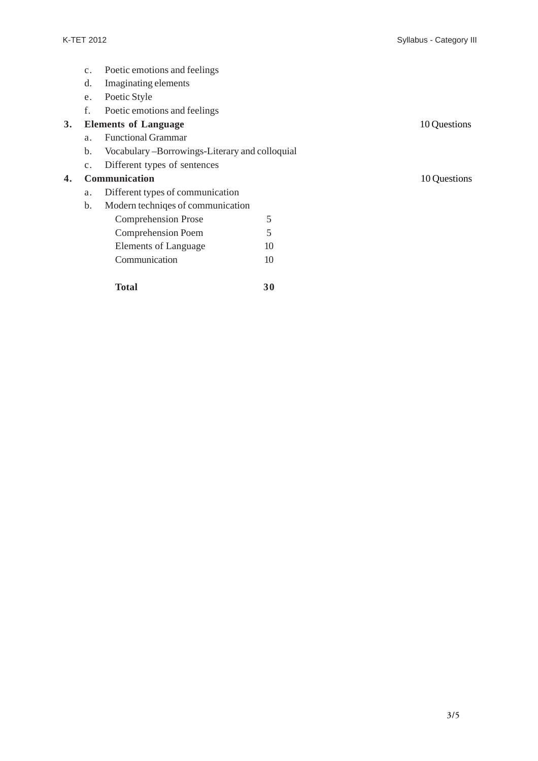c. Poetic emotions and feelings

d. Imaginating elements

e. Poetic Style

f. Poetic emotions and feelings

**3. Elements of Language** — 10 Questions

a. Functional Grammar

b. Vocabulary –Borrowings-Literary and colloquial

c. Different types of sentences

**4. Communication** — 10 Questions

a. Different types of communication

b. Modern techniqes of communication

| | |
|---|---|
| Comprehension Prose | 5 |
| Comprehension Poem | 5 |
| Elements of Language | 10 |
| Communication | 10 |
| **Total** | **30** |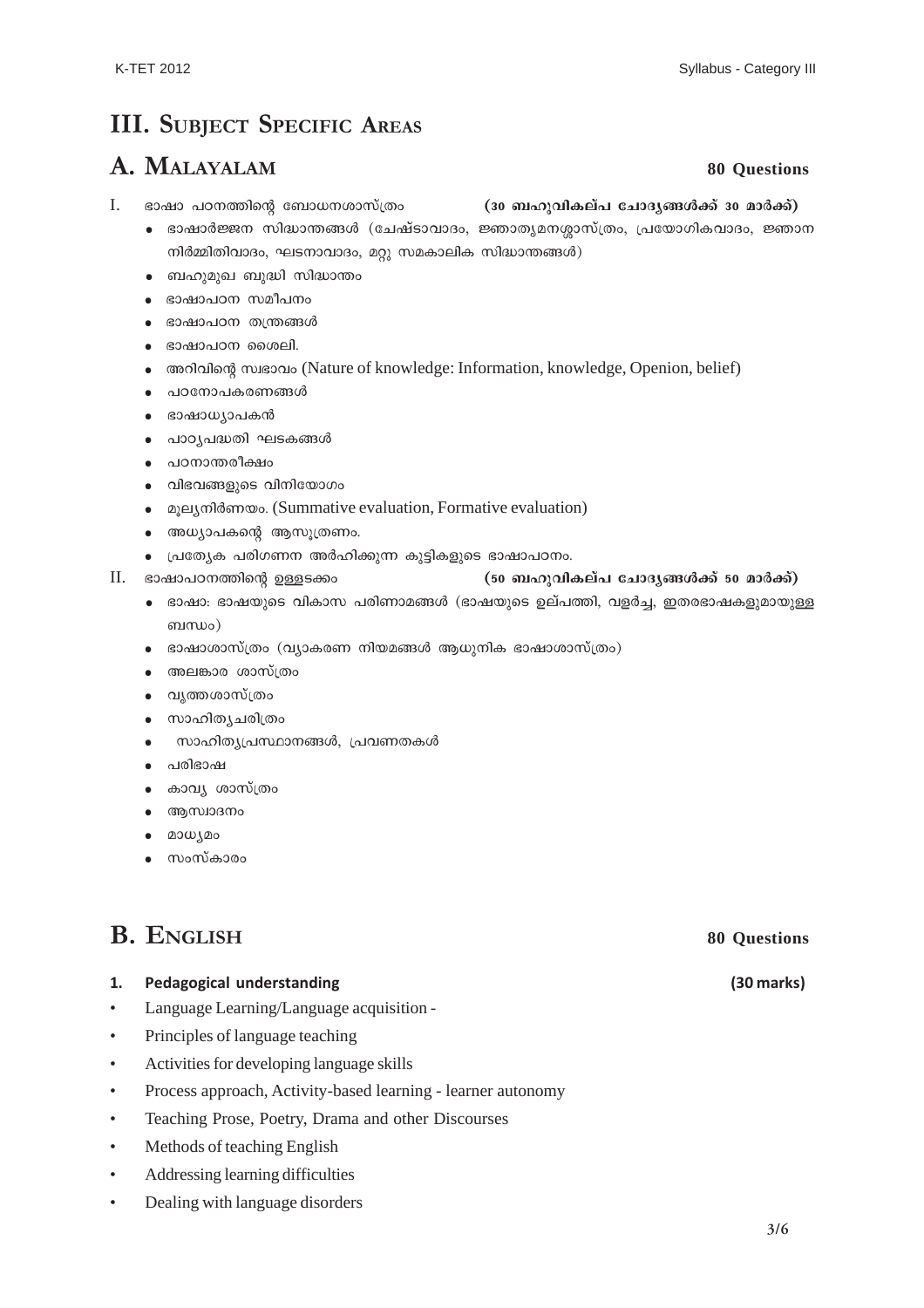# III. Subject Specific Areas

## A. Malayalam — 80 Questions

I. ഭാഷാ പഠനത്തിന്റെ ബോധനശാസ്ത്രം **(30 ബഹുവികല്പ ചോദ്യങ്ങൾക്ക് 30 മാർക്ക്)**

- ഭാഷാർജ്ജന സിദ്ധാന്തങ്ങൾ (ചേഷ്ടാവാദം, ജ്ഞാതൃമനശ്ശാസ്ത്രം, പ്രയോഗികവാദം, ജ്ഞാന നിർമ്മിതിവാദം, ഘടനാവാദം, മറ്റു സമകാലിക സിദ്ധാന്തങ്ങൾ)
- ബഹുമുഖ ബുദ്ധി സിദ്ധാന്തം
- ഭാഷാപഠന സമീപനം
- ഭാഷാപഠന തന്ത്രങ്ങൾ
- ഭാഷാപഠന ശൈലി.
- അറിവിന്റെ സ്വഭാവം (Nature of knowledge: Information, knowledge, Openion, belief)
- പഠനോപകരണങ്ങൾ
- ഭാഷാധ്യാപകൻ
- പാഠ്യപദ്ധതി ഘടകങ്ങൾ
- പഠനാന്തരീക്ഷം
- വിഭവങ്ങളുടെ വിനിയോഗം
- മൂല്യനിർണയം. (Summative evaluation, Formative evaluation)
- അധ്യാപകന്റെ ആസൂത്രണം.
- പ്രത്യേക പരിഗണന അർഹിക്കുന്ന കുട്ടികളുടെ ഭാഷാപഠനം.

II. ഭാഷാപഠനത്തിന്റെ ഉള്ളടക്കം **(50 ബഹുവികല്പ ചോദ്യങ്ങൾക്ക് 50 മാർക്ക്)**

- ഭാഷ: ഭാഷയുടെ വികാസ പരിണാമങ്ങൾ (ഭാഷയുടെ ഉല്പത്തി, വളർച്ച, ഇതരഭാഷകളുമായുള്ള ബന്ധം)
- ഭാഷാശാസ്ത്രം (വ്യാകരണ നിയമങ്ങൾ ആധുനിക ഭാഷാശാസ്ത്രം)
- അലങ്കാര ശാസ്ത്രം
- വൃത്തശാസ്ത്രം
- സാഹിത്യചരിത്രം
- സാഹിത്യപ്രസ്ഥാനങ്ങൾ, പ്രവണതകൾ
- പരിഭാഷ
- കാവ്യ ശാസ്ത്രം
- ആസ്വാദനം
- മാധ്യമം
- സംസ്കാരം

## B. English — 80 Questions

**1. Pedagogical understanding (30 marks)**

- Language Learning/Language acquisition -
- Principles of language teaching
- Activities for developing language skills
- Process approach, Activity-based learning - learner autonomy
- Teaching Prose, Poetry, Drama and other Discourses
- Methods of teaching English
- Addressing learning difficulties
- Dealing with language disorders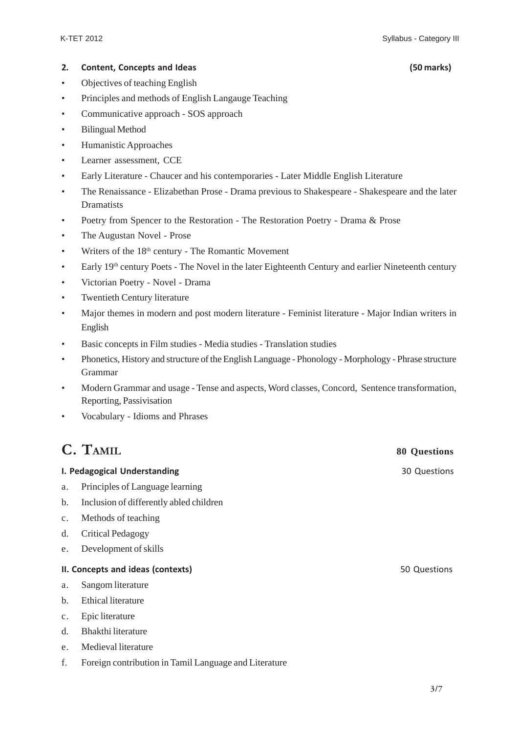**2. Content, Concepts and Ideas** **(50 marks)**

- Objectives of teaching English
- Principles and methods of English Langauge Teaching
- Communicative approach - SOS approach
- Bilingual Method
- Humanistic Approaches
- Learner assessment, CCE
- Early Literature - Chaucer and his contemporaries - Later Middle English Literature
- The Renaissance - Elizabethan Prose - Drama previous to Shakespeare - Shakespeare and the later Dramatists
- Poetry from Spencer to the Restoration - The Restoration Poetry - Drama & Prose
- The Augustan Novel - Prose
- Writers of the 18th century - The Romantic Movement
- Early 19th century Poets - The Novel in the later Eighteenth Century and earlier Nineteenth century
- Victorian Poetry - Novel - Drama
- Twentieth Century literature
- Major themes in modern and post modern literature - Feminist literature - Major Indian writers in English
- Basic concepts in Film studies - Media studies - Translation studies
- Phonetics, History and structure of the English Language - Phonology - Morphology - Phrase structure Grammar
- Modern Grammar and usage - Tense and aspects, Word classes, Concord, Sentence transformation, Reporting, Passivisation
- Vocabulary - Idioms and Phrases

## C. Tamil **80 Questions**

**I. Pedagogical Understanding** 30 Questions

a. Principles of Language learning
b. Inclusion of differently abled children
c. Methods of teaching
d. Critical Pedagogy
e. Development of skills

**II. Concepts and ideas (contexts)** 50 Questions

a. Sangom literature
b. Ethical literature
c. Epic literature
d. Bhakthi literature
e. Medieval literature
f. Foreign contribution in Tamil Language and Literature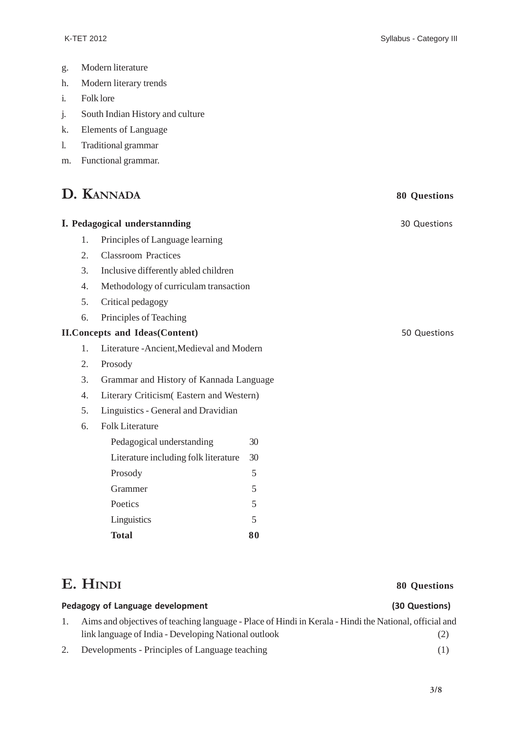g. Modern literature
h. Modern literary trends
i. Folk lore
j. South Indian History and culture
k. Elements of Language
l. Traditional grammar
m. Functional grammar.

## D. KANNADA — 80 Questions

**I. Pedagogical understannding** — 30 Questions

1. Principles of Language learning
2. Classroom Practices
3. Inclusive differently abled children
4. Methodology of curriculam transaction
5. Critical pedagogy
6. Principles of Teaching

**II.Concepts and Ideas(Content)** — 50 Questions

1. Literature -Ancient,Medieval and Modern
2. Prosody
3. Grammar and History of Kannada Language
4. Literary Criticism( Eastern and Western)
5. Linguistics - General and Dravidian
6. Folk Literature

| | |
|---|---|
| Pedagogical understanding | 30 |
| Literature including folk literature | 30 |
| Prosody | 5 |
| Grammer | 5 |
| Poetics | 5 |
| Linguistics | 5 |
| **Total** | **80** |

## E. HINDI — 80 Questions

**Pedagogy of Language development** — **(30 Questions)**

1. Aims and objectives of teaching language - Place of Hindi in Kerala - Hindi the National, official and link language of India - Developing National outlook (2)
2. Developments - Principles of Language teaching (1)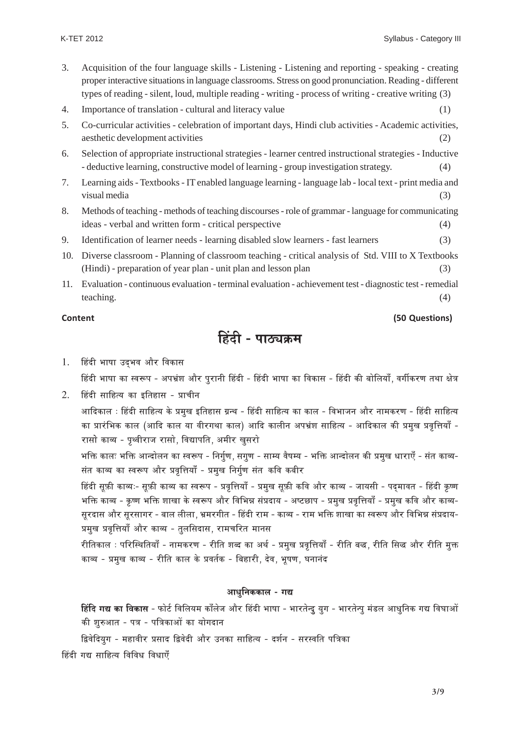3. Acquisition of the four language skills - Listening - Listening and reporting - speaking - creating proper interactive situations in language classrooms. Stress on good pronunciation. Reading - different types of reading - silent, loud, multiple reading - writing - process of writing - creative writing (3)
4. Importance of translation - cultural and literacy value (1)
5. Co-curricular activities - celebration of important days, Hindi club activities - Academic activities, aesthetic development activities (2)
6. Selection of appropriate instructional strategies - learner centred instructional strategies - Inductive - deductive learning, constructive model of learning - group investigation strategy. (4)
7. Learning aids - Textbooks - IT enabled language learning - language lab - local text - print media and visual media (3)
8. Methods of teaching - methods of teaching discourses - role of grammar - language for communicating ideas - verbal and written form - critical perspective (4)
9. Identification of learner needs - learning disabled slow learners - fast learners (3)
10. Diverse classroom - Planning of classroom teaching - critical analysis of Std. VIII to X Textbooks (Hindi) - preparation of year plan - unit plan and lesson plan (3)
11. Evaluation - continuous evaluation - terminal evaluation - achievement test - diagnostic test - remedial teaching. (4)

**Content** **(50 Questions)**

# हिंदी - पाठ्यक्रम

1. हिंदी भाषा उद्भव और विकास

   हिंदी भाषा का स्वरूप - अपभ्रंश और पुरानी हिंदी - हिंदी भाषा का विकास - हिंदी की बोलियाँ, वर्गीकरण तथा क्षेत्र

2. हिंदी साहित्य का इतिहास - प्राचीन

   आदिकाल : हिंदी साहित्य के प्रमुख इतिहास ग्रन्थ - हिंदी साहित्य का काल - विभाजन और नामकरण - हिंदी साहित्य का प्रारंभिक काल (आदि काल या वीरगथा काल) आदि कालीन अपभ्रंश साहित्य - आदिकाल की प्रमुख प्रवृत्तियाँ - रासो काव्य - पृथ्वीराज रासो, विद्यापति, अमीर खुसरो

   भक्ति कालः भक्ति आन्दोलन का स्वरूप - निर्गुण, सगुण - साम्य वैषम्य - भक्ति आन्दोलन की प्रमुख धाराएँ - संत काव्य- संत काव्य का स्वरूप और प्रवृत्तियाँ - प्रमुख निर्गुण संत कवि कबीर

   हिंदी सूफ़ी काव्यः- सूफ़ी काव्य का स्वरूप - प्रवृत्तियाँ - प्रमुख सूफ़ी कवि और काव्य - जायसी - पद्मावत - हिंदी कृष्ण भक्ति काव्य - कृष्ण भक्ति शाखा के स्वरूप और विभिन्न संप्रदाय - अष्टछाप - प्रमुख प्रवृत्तियाँ - प्रमुख कवि और काव्य- सूरदास और सूरसागर - बाल लीला, भ्रमरगीत - हिंदी राम - काव्य - राम भक्ति शाखा का स्वरूप और विभिन्न संप्रदाय- प्रमुख प्रवृत्तियाँ और काव्य - तुलसिदास, रामचरित मानस

   रीतिकाल : परिस्थितियाँ - नामकरण - रीति शब्द का अर्थ - प्रमुख प्रवृत्तियाँ - रीति बद्ध, रीति सिद्ध और रीति मुक्त काव्य - प्रमुख काव्य - रीति काल के प्रवर्तक - बिहारी, देव, भूषण, घनानंद

### आधुनिककाल - गद्य

**हिंदि गद्य का विकास** - फोर्ट विलियम काँलेज और हिंदी भाषा - भारतेन्दु युग - भारतेन्दु मंडल आधुनिक गद्य विधाओं की शुरुआत - पत्र - पत्रिकाओं का योगदान

द्विवेदियुग - महावीर प्रसाद द्विवेदी और उनका साहित्य - दर्शन - सरस्वति पत्रिका

हिंदी गद्य साहित्य विविध विधाएँ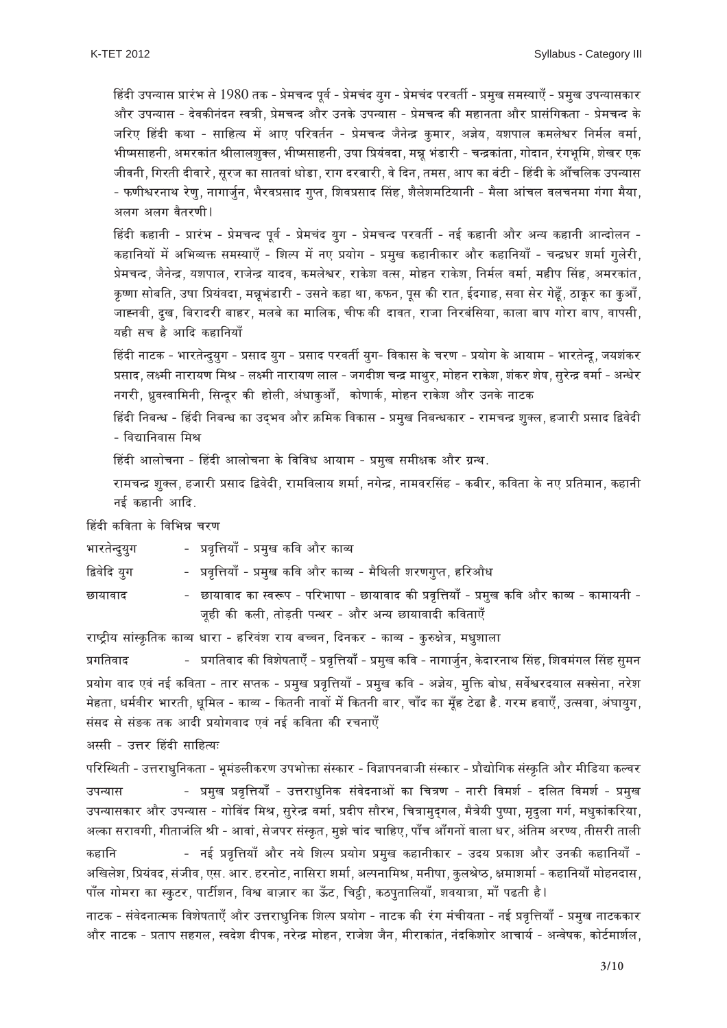हिंदी उपन्यास प्रारंभ से 1980 तक - प्रेमचन्द पूर्व - प्रेमचंद युग - प्रेमचंद परवर्ती - प्रमुख समस्याएँ - प्रमुख उपन्यासकार और उपन्यास - देवकीनंदन स्वत्री, प्रेमचन्द और उनके उपन्यास - प्रेमचन्द की महानता और प्रासंगिकता - प्रेमचन्द के जरिए हिंदी कथा - साहित्य में आए परिवर्तन - प्रेमचन्द जैनेन्द्र कुमार, अज्ञेय, यशपाल कमलेश्वर निर्मल वर्मा, भीष्मसाहनी, अमरकांत श्रीलालशुक्ल, भीष्मसाहनी, उषा प्रियंवदा, मन्नू भंडारी - चन्द्रकांता, गोदान, रंगभूमि, शेखर एक जीवनी, गिरती दीवारे, सूरज का सातवां धोडा, राग दरबारी, वे दिन, तमस, आप का बंटी - हिंदी के आँचलिक उपन्यास - फणीश्वरनाथ रेणु, नागार्जुन, भैरवप्रसाद गुप्त, शिवप्रसाद सिंह, शैलेशमटियानी - मैला आंचल वलचनमा गंगा मैया, अलग अलग वैतरणी।

हिंदी कहानी - प्रारंभ - प्रेमचन्द पूर्व - प्रेमचंद युग - प्रेमचन्द परवर्ती - नई कहानी और अन्य कहानी आन्दोलन - कहानियों में अभिव्यक्त समस्याएँ - शिल्प में नए प्रयोग - प्रमुख कहानीकार और कहानियाँ - चन्द्रधर शर्मा गुलेरी, प्रेमचन्द, जैनेन्द्र, यशपाल, राजेन्द्र यादव, कमलेश्वर, राकेश वत्स, मोहन राकेश, निर्मल वर्मा, महीप सिंह, अमरकांत, कृष्णा सोबति, उषा प्रियंवदा, मन्नूभंडारी - उसने कहा था, कफन, पूस की रात, ईदगाह, सवा सेर गेहूँ, ठाकूर का कुआँ, जाह्नवी, दुख, बिरादरी बाहर, मलबे का मालिक, चीफ की दावत, राजा निरबंसिया, काला बाप गोरा बाप, वापसी, यही सच है आदि कहानियाँ

हिंदी नाटक - भारतेन्दुयुग - प्रसाद युग - प्रसाद परवर्ती युग- विकास के चरण - प्रयोग के आयाम - भारतेन्दू, जयशंकर प्रसाद, लक्ष्मी नारायण मिश्र - लक्ष्मी नारायण लाल - जगदीश चन्द्र माथुर, मोहन राकेश, शंकर शेष, सुरेन्द्र वर्मा - अन्धेर नगरी, ध्रुवस्वामिनी, सिन्दूर की होली, अंधाकुआँ, कोणार्क, मोहन राकेश और उनके नाटक

हिंदी निबन्ध - हिंदी निबन्ध का उद्भव और क्रमिक विकास - प्रमुख निबन्धकार - रामचन्द्र शुक्ल, हजारी प्रसाद द्विवेदी - विद्यानिवास मिश्र

हिंदी आलोचना - हिंदी आलोचना के विविध आयाम - प्रमुख समीक्षक और ग्रन्थ.

रामचन्द्र शुक्ल, हजारी प्रसाद द्विवेदी, रामविलाय शर्मा, नगेन्द्र, नामवरसिंह - कबीर, कविता के नए प्रतिमान, कहानी नई कहानी आदि.

हिंदी कविता के विभिन्न चरण

भारतेन्दुयुग - प्रवृत्तियाँ - प्रमुख कवि और काव्य

द्विवेदि युग - प्रवृत्तियाँ - प्रमुख कवि और काव्य - मैथिली शरणगुप्त, हरिऔध

छायावाद - छायावाद का स्वरूप - परिभाषा - छायावाद की प्रवृत्तियाँ - प्रमुख कवि और काव्य - कामायनी - जूही की कली, तोड़ती पत्थर - और अन्य छायावादी कविताएँ

राष्ट्रीय सांस्कृतिक काव्य धारा - हरिवंश राय बच्चन, दिनकर - काव्य - कुरुक्षेत्र, मधुशाला

प्रगतिवाद - प्रगतिवाद की विशेषताएँ - प्रवृत्तियाँ - प्रमुख कवि - नागार्जुन, केदारनाथ सिंह, शिवमंगल सिंह सुमन

प्रयोग वाद एवं नई कविता - तार सप्तक - प्रमुख प्रवृत्तियाँ - प्रमुख कवि - अज्ञेय, मुक्ति बोध, सर्वेश्वरदयाल सक्सेना, नरेश मेहता, धर्मवीर भारती, धूमिल - काव्य - कितनी नावों में कितनी बार, चाँद का मुँह टेढा है. गरम हवाएँ, उत्सवा, अंघायुग, संसद से संडक तक आदी प्रयोगवाद एवं नई कविता की रचनाएँ

अस्सी - उत्तर हिंदी साहित्यः

परिस्थिति - उत्तराधुनिकता - भूमंडलीकरण उपभोक्ता संस्कार - विज्ञापनबाजी संस्कार - प्रौद्योगिक संस्कृति और मीडिया कल्चर

उपन्यास - प्रमुख प्रवृत्तियाँ - उत्तराधुनिक संवेदनाओं का चित्रण - नारी विमर्श - दलित विमर्श - प्रमुख उपन्यासकार और उपन्यास - गोविंद मिश्र, सुरेन्द्र वर्मा, प्रदीप सौरभ, चित्रामुद्गल, मैत्रेयी पुष्पा, मृदुला गर्ग, मधुकांकरिया, अल्का सरावगी, गीतांजलि श्री - आवां, सेजपर संस्कृत, मुझे चांद चाहिए, पाँच आँगनों वाला धर, अंतिम अरण्य, तीसरी ताली

कहानि - नई प्रवृत्तियाँ और नये शिल्प प्रयोग प्रमुख कहानीकार - उदय प्रकाश और उनकी कहानियाँ - अखिलेश, प्रियंवद, संजीव, एस. आर. हरनोट, नासिरा शर्मा, अल्पनामिश्र, मनीषा, कुलश्रेष्ठ, क्षमाशर्मा - कहानियाँ मोहनदास, पाँल गोमरा का स्कुटर, पार्टीशन, विश्व बाज़ार का ऊँट, चिट्ठी, कठपुतालियाँ, शवयात्रा, माँ पढती है।

नाटक - संवेदनात्मक विशेषताएँ और उत्तराधुनिक शिल्प प्रयोग - नाटक की रंग मंचीयता - नई प्रवृत्तियाँ - प्रमुख नाटककार और नाटक - प्रताप सहगल, स्वदेश दीपक, नरेन्द्र मोहन, राजेश जैन, मीराकांत, नंदकिशोर आचार्य - अन्वेषक, कोर्टमार्शल,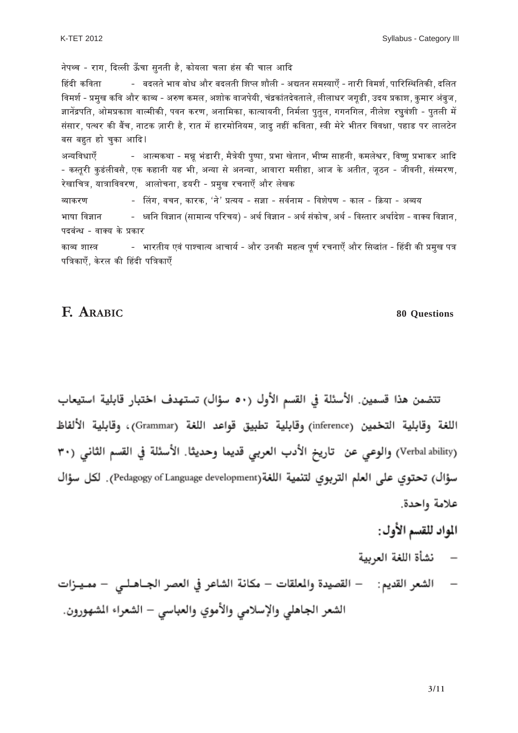नेपथ्य - राग, दिल्ली ऊँचा सुनती है, कोयला चला हंस की चाल आदि

हिंदी कविता - बदलते भाव बोध और बदलती शिल्प शैली - अद्यतन समस्याएँ - नारी विमर्श, पारिस्थितिकी, दलित विमर्श - प्रमुख कवि और काव्य - अरुण कमल, अशोक वाजपेयी, चंद्रकांतदेवताले, लीलाधर जगूडी, उदय प्रकाश, कुमार अंबुज, ज्ञानेंद्रपति, ओमप्रकाश वाल्मीकी, पवन करण, अनामिका, कात्यायनी, निर्मला पुतुल, गगनगिल, नीलेश रघुवंशी - पुतली में संसार, पत्थर की बैंच, नाटक ज़ारी है, रात में हारमोनियम, जादु नहीं कविता, स्त्री मेरे भीतर विवक्षा, पहाड पर लालटेन बस बहुत हो चुका आदि।

अन्यविधाएँ - आत्मकथा - मन्नू भंडारी, मैत्रेयी पुष्पा, प्रभा खेतान, भीष्म साहनी, कमलेश्वर, विष्णु प्रभाकर आदि - कस्तूरी कुडंलीबसै, एक कहानी यह भी, अन्या से अनन्या, आवारा मसीहा, आज के अतीत, जूठन - जीवनी, संस्मरण, रेखाचित्र, यात्राविवरण, आलोचना, डयरी - प्रमुख रचनाएँ और लेखक

व्याकरण - लिंग, वचन, कारक, 'ने' प्रत्यय - सज्ञा - सर्वनाम - विशेषण - काल - क्रिया - अव्यय

भाषा विज्ञान - ध्वनि विज्ञान (सामान्य परिचय) - अर्थ विज्ञान - अर्थ संकोच, अर्थ - विस्तार अर्थादेश - वाक्य विज्ञान, पदबंन्ध - वाक्य के प्रकार

काव्य शास्त्र - भारतीय एवं पाश्चात्य आचार्य - और उनकी महत्व पूर्ण रचनाएँ और सिद्धांत - हिंदी की प्रमुख पत्र पत्रिकाएँ, केरल की हिंदी पत्रिकाएँ

## F. ARABIC — 80 Questions

تتضمن هذا قسمين. الأسئلة في القسم الأول (٥٠ سؤال) تستهدف اختبار قابلية استيعاب اللغة وقابلية التخمين (inference) وقابلية تطبيق قواعد اللغة (Grammar)، وقابلية الألفاظ (Verbal ability) والوعي عن تاريخ الأدب العربي قديما وحديثا. الأسئلة في القسم الثاني (٣٠ سؤال) تحتوي على العلم التربوي لتنمية اللغة(Pedagogy of Language development). لكل سؤال علامة واحدة.

**المواد للقسم الأول:**

- نشأة اللغة العربية
- الشعر القديم: – القصيدة والمعلقات – مكانة الشاعر في العصر الجاهلي – مميزات الشعر الجاهلي والإسلامي والأموي والعباسي – الشعراء المشهورون.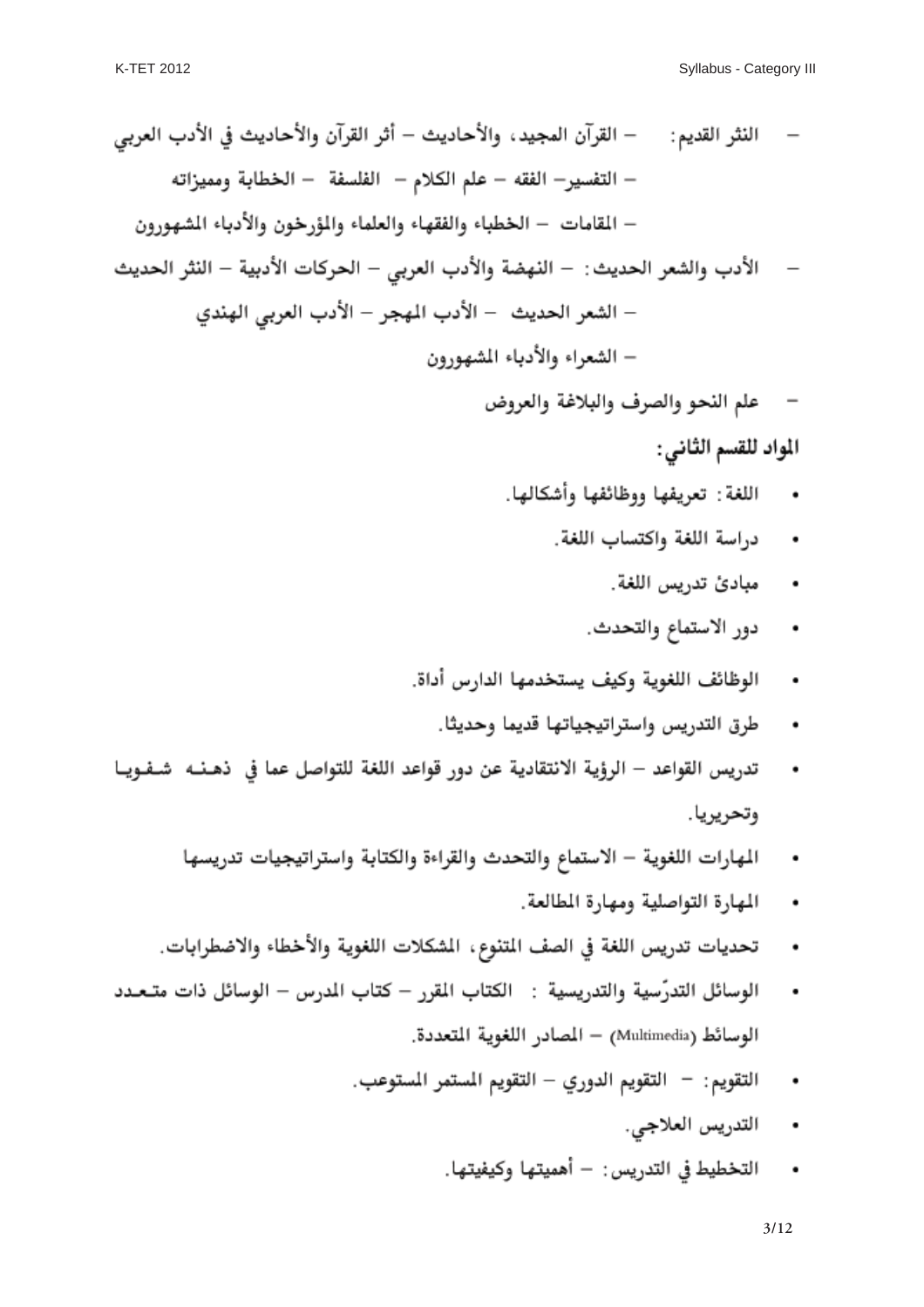- النثر القديم: – القرآن المجيد، والأحاديث – أثر القرآن والأحاديث في الأدب العربي
  – التفسير– الفقه – علم الكلام – الفلسفة – الخطابة ومميزاته
  – المقامات – الخطباء والفقهاء والعلماء والمؤرخون والأدباء المشهورون
- الأدب والشعر الحديث: – النهضة والأدب العربي – الحركات الأدبية – النثر الحديث
  – الشعر الحديث – الأدب المهجر – الأدب العربي الهندي
  – الشعراء والأدباء المشهورون
- علم النحو والصرف والبلاغة والعروض

**المواد للقسم الثاني:**

- اللغة: تعريفها ووظائفها وأشكالها.
- دراسة اللغة واكتساب اللغة.
- مبادئ تدريس اللغة.
- دور الاستماع والتحدث.
- الوظائف اللغوية وكيف يستخدمها الدارس أداة.
- طرق التدريس واستراتيجياتها قديما وحديثا.
- تدريس القواعد – الرؤية الانتقادية عن دور قواعد اللغة للتواصل عما في ذهنه شفويا وتحريريا.
- المهارات اللغوية – الاستماع والتحدث والقراءة والكتابة واستراتيجيات تدريسها
- المهارة التواصلية ومهارة المطالعة.
- تحديات تدريس اللغة في الصف المتنوع، المشكلات اللغوية والأخطاء والاضطرابات.
- الوسائل التدرّسية والتدريسية : الكتاب المقرر – كتاب المدرس – الوسائل ذات متعدد الوسائط (Multimedia) – المصادر اللغوية المتعددة.
- التقويم: – التقويم الدوري – التقويم المستمر المستوعب.
- التدريس العلاجي.
- التخطيط في التدريس: – أهميتها وكيفيتها.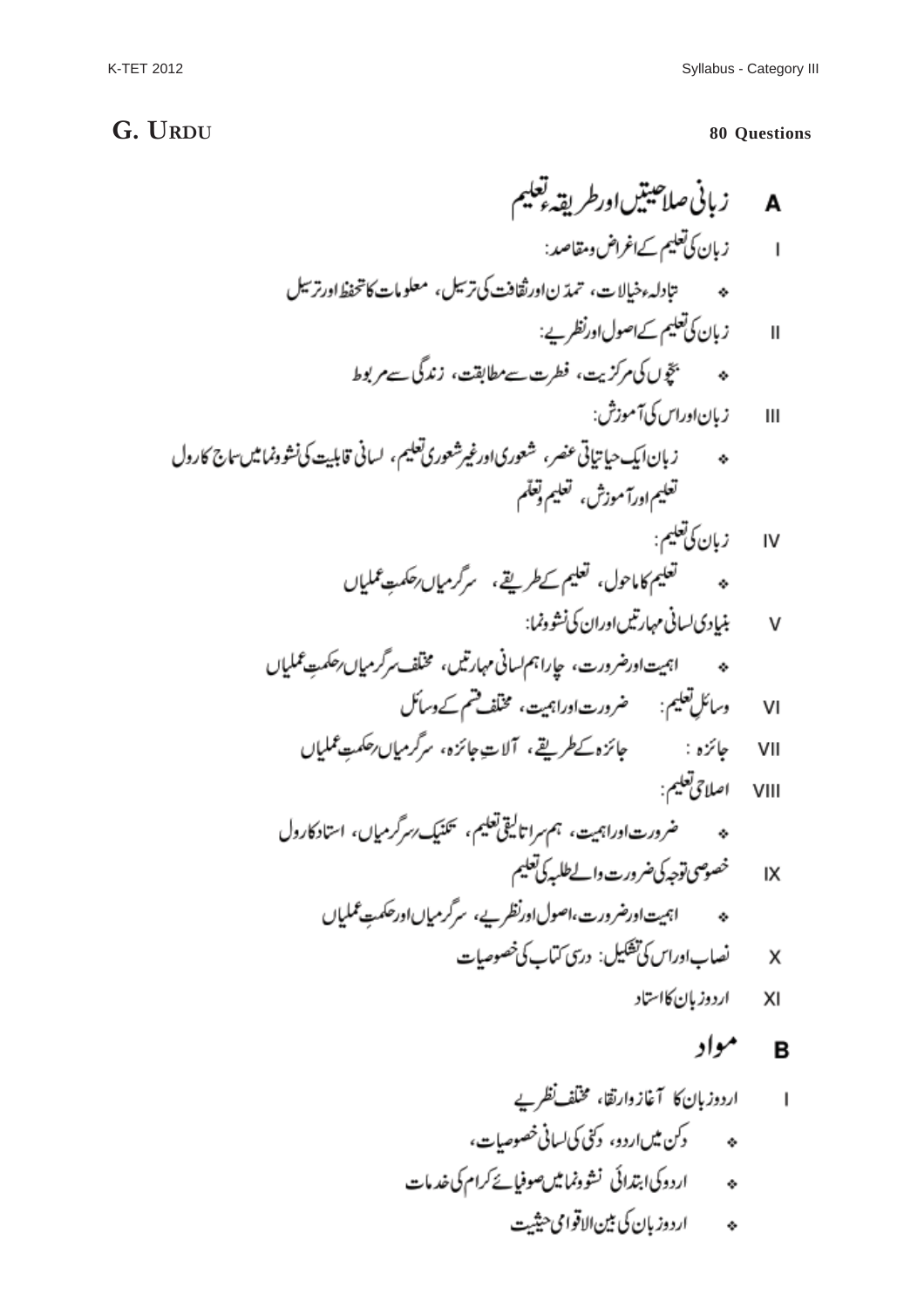## G. URDU

**80 Questions**

### A زبانی صلاحیتیں اور طریقہء تعلیم

I زبان کی تعلیم کے اغراض و مقاصد:

- تبادلہء خیالات، تمدّن اور ثقافت کی ترسیل، معلومات کا تحفظ اور ترسیل

II زبان کی تعلیم کے اصول اور نظریے:

- بچّوں کی مرکزیت، فطرت سے مطابقت، زندگی سے مربوط

III زبان اور اس کی آموزش:

- زبان ایک حیاتیاتی عنصر، شعوری اور غیر شعوری تعلیم، لسانی قابلیت کی نشوونما میں سماج کا رول
  تعلیم اور آموزش، تعلیم و تعلّم

IV زبان کی تعلیم:

- تعلیم کا ماحول، تعلیم کے طریقے، سرگرمیاں/حکمتِ عملیاں

V بنیادی لسانی مہارتیں اور ان کی نشوونما:

- اہمیت اور ضرورت، چار اہم لسانی مہارتیں، مختلف سرگرمیاں/حکمتِ عملیاں

VI وسائلِ تعلیم: ضرورت اور اہمیت، مختلف قسم کے وسائل

VII جائزہ: جائزہ کے طریقے، آلاتِ جائزہ، سرگرمیاں/حکمتِ عملیاں

VIII اصلاحی تعلیم:

- ضرورت اور اہمیت، ہم سر اتالیقی تعلیم، تکنیک/سرگرمیاں، استاد کا رول

IX خصوصی توجہ کی ضرورت والے طلبہ کی تعلیم

- اہمیت اور ضرورت، اصول اور نظریے، سرگرمیاں اور حکمتِ عملیاں

X نصاب اور اس کی تشکیل: درسی کتاب کی خصوصیات

XI اردو زبان کا استاد

### B مواد

I اردو زبان کا آغاز و ارتقا، مختلف نظریے

- دکن میں اردو، دکنی کی لسانی خصوصیات،
- اردو کی ابتدائی نشوونما میں صوفیائے کرام کی خدمات
- اردو زبان کی بین الاقوامی حیثیت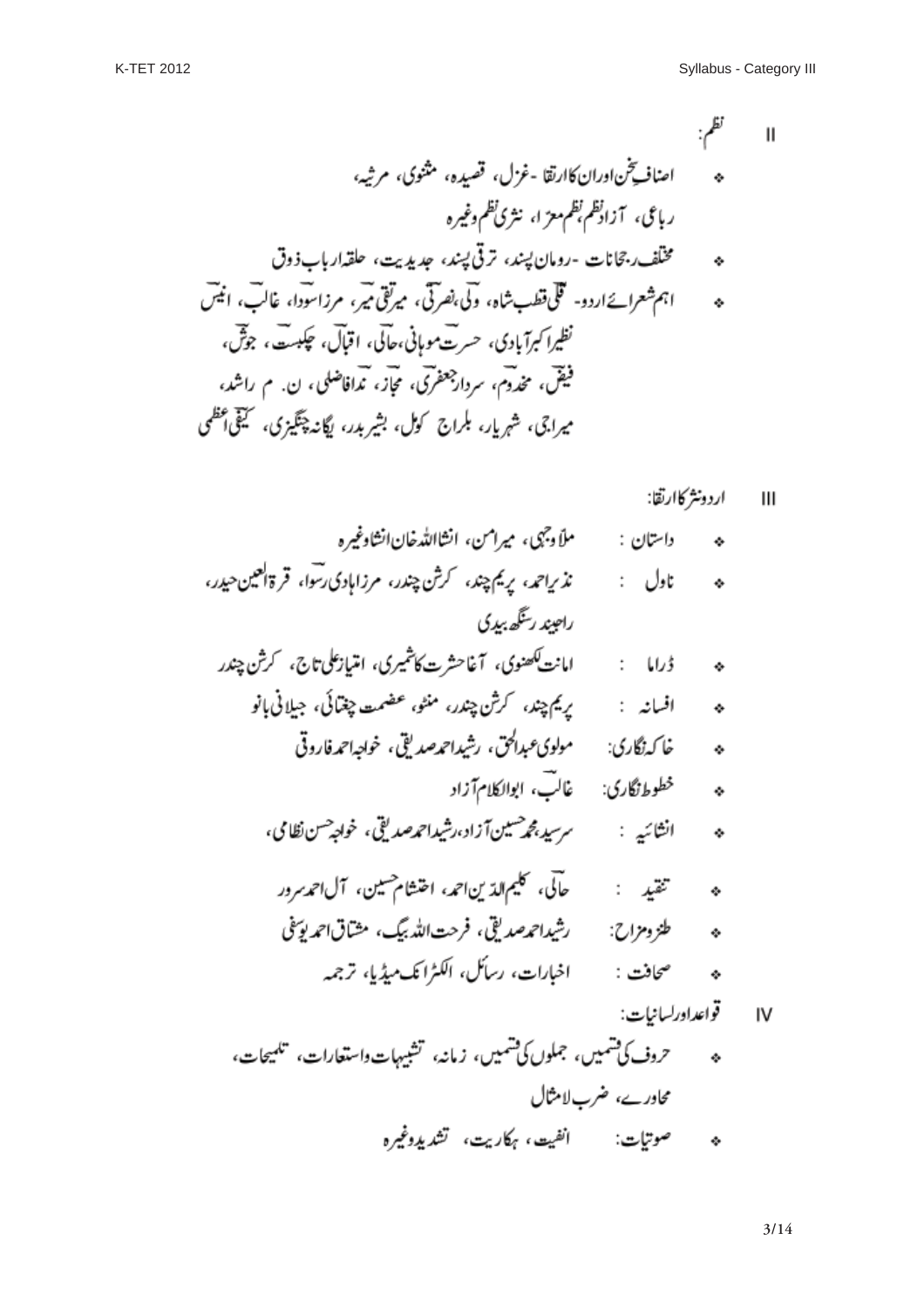## II نظم:

- اصنافِ سخن اوران کاارتقا - غزل، قصیدہ، مثنوی، مرثیہ، رباعی، آزادنظم، نظم معرّا، نثری نظم وغیرہ
- مختلف رجحانات - رومان پسند، ترقی پسند، جدیدیت، حلقہ اربابِ ذوق
- اہم شعرائے اردو- قلی قطب شاہ، ولی، نصرتی، میرتقی میر، مرزاسودا، غالب، انیس نظیراکبرآبادی، حسرت موہانی، حالی، اقبال، چکبست، جوش، فیض، مخدوم، سردارجعفری، مجاز، ندافاضلی، ن. م راشد، میراجی، شہریار، بلراج کومل، بشیربدر، یگانہ چنگیزی، کیفی اعظمی

## III اردونثر کاارتقا:

- داستان : ملاوجہی، میرامن، انشااللہ خان انشاوغیرہ
- ناول : نذیراحمد، پریم چند، کرشن چندر، مرزاہادی رسوا، قرۃالعین حیدر، راجیندر سنگھ بیدی
- ڈراما : امانت لکھنوی، آغاحشرت کاشمیری، امتیازعلی تاج، کرشن چندر
- افسانہ : پریم چند، کرشن چندر، منٹو، عصمت چغتائی، جیلانی بانو
- خاکہ نگاری: مولوی عبدالحق، رشیداحمدصدیقی، خواجہ احمدفاروقی
- خطوط نگاری: غالب، ابوالکلام آزاد
- انشائیہ : سرسید، محمدحسین آزاد، رشیداحمدصدیقی، خواجہ حسن نظامی،
- تنقید : حالی، کلیم الدین احمد، احتشام حسین، آل احمدسرور
- طنزومزاح: رشیداحمدصدیقی، فرحت اللہ بیگ، مشتاق احمدیوسفی
- صحافت : اخبارات، رسائل، الکٹرانک میڈیا، ترجمہ

## IV قواعداورلسانیات:

- حروف کی قسمیں، جملوں کی قسمیں، زمانہ، تشبیہات واستعارات، تلمیحات، محاورے، ضرب الامثال
- صوتیات: انفیت، ہکاریت، تشدیدوغیرہ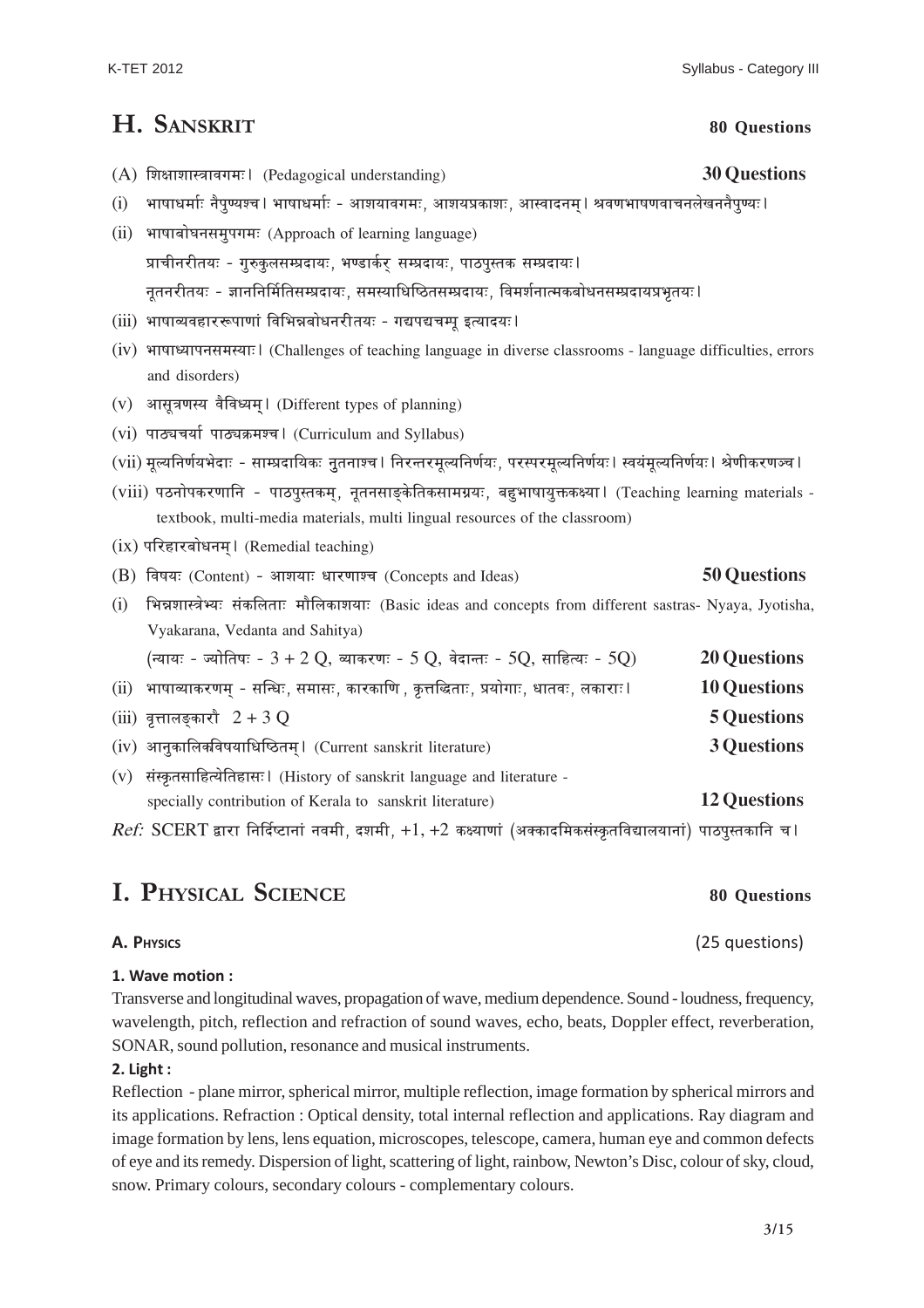## H. Sanskrit **80 Questions**

(A) शिक्षाशास्त्रावगमः। (Pedagogical understanding) **30 Questions**

(i) भाषाधर्माः नैपुण्यश्च। भाषाधर्माः - आशयावगमः, आशयप्रकाशः, आस्वादनम्। श्रवणभाषणवाचनलेखननैपुण्यः।

(ii) भाषाबोधनसमुपगमः (Approach of learning language)
प्राचीनरीतयः - गुरुकुलसम्प्रदायः, भण्डार्कर् सम्प्रदायः, पाठपुस्तक सम्प्रदायः।
नूतनरीतयः - ज्ञाननिर्मितिसम्प्रदायः, समस्याधिष्ठितसम्प्रदायः, विमर्शनात्मकबोधनसम्प्रदायप्रभृतयः।

(iii) भाषाव्यवहाररूपाणां विभिन्नबोधनरीतयः - गद्यपद्यचम्पू इत्यादयः।

(iv) भाषाध्यापनसमस्याः। (Challenges of teaching language in diverse classrooms - language difficulties, errors and disorders)

(v) आसूत्रणस्य वैविध्यम्। (Different types of planning)

(vi) पाठ्यचर्या पाठ्यक्रमश्च। (Curriculum and Syllabus)

(vii) मूल्यनिर्णयभेदाः - साम्प्रदायिकः नुतनाश्च। निरन्तरमूल्यनिर्णयः, परस्परमूल्यनिर्णयः। स्वयंमूल्यनिर्णयः। श्रेणीकरणञ्च।

(viii) पठनोपकरणानि - पाठपुस्तकम्, नूतनसाङ्केतिकसामग्रयः, बहुभाषायुक्तकक्ष्या। (Teaching learning materials - textbook, multi-media materials, multi lingual resources of the classroom)

(ix) परिहारबोधनम्। (Remedial teaching)

(B) विषयः (Content) - आशयाः धारणाश्च (Concepts and Ideas) **50 Questions**

(i) भिन्नशास्त्रेभ्यः संकलिताः मौलिकाशयाः (Basic ideas and concepts from different sastras- Nyaya, Jyotisha, Vyakarana, Vedanta and Sahitya)
(न्यायः - ज्योतिषः - 3 + 2 Q, व्याकरणः - 5 Q, वेदान्तः - 5Q, साहित्यः - 5Q) **20 Questions**

(ii) भाषाव्याकरणम् - सन्धिः, समासः, कारकाणि, कृत्तद्धिताः, प्रयोगाः, धातवः, लकाराः। **10 Questions**

(iii) वृत्तालङ्कारौ 2 + 3 Q **5 Questions**

(iv) आनुकालिकविषयाधिष्ठितम्। (Current sanskrit literature) **3 Questions**

(v) संस्कृतसाहित्येतिहासः। (History of sanskrit language and literature - specially contribution of Kerala to sanskrit literature) **12 Questions**

*Ref:* SCERT द्वारा निर्दिष्टानां नवमी, दशमी, +1, +2 कक्ष्याणां (अक्कादमिकसंस्कृतविद्यालयानां) पाठपुस्तकानि च।

## I. Physical Science **80 Questions**

### A. Physics (25 questions)

**1. Wave motion :**

Transverse and longitudinal waves, propagation of wave, medium dependence. Sound - loudness, frequency, wavelength, pitch, reflection and refraction of sound waves, echo, beats, Doppler effect, reverberation, SONAR, sound pollution, resonance and musical instruments.

**2. Light :**

Reflection - plane mirror, spherical mirror, multiple reflection, image formation by spherical mirrors and its applications. Refraction : Optical density, total internal reflection and applications. Ray diagram and image formation by lens, lens equation, microscopes, telescope, camera, human eye and common defects of eye and its remedy. Dispersion of light, scattering of light, rainbow, Newton's Disc, colour of sky, cloud, snow. Primary colours, secondary colours - complementary colours.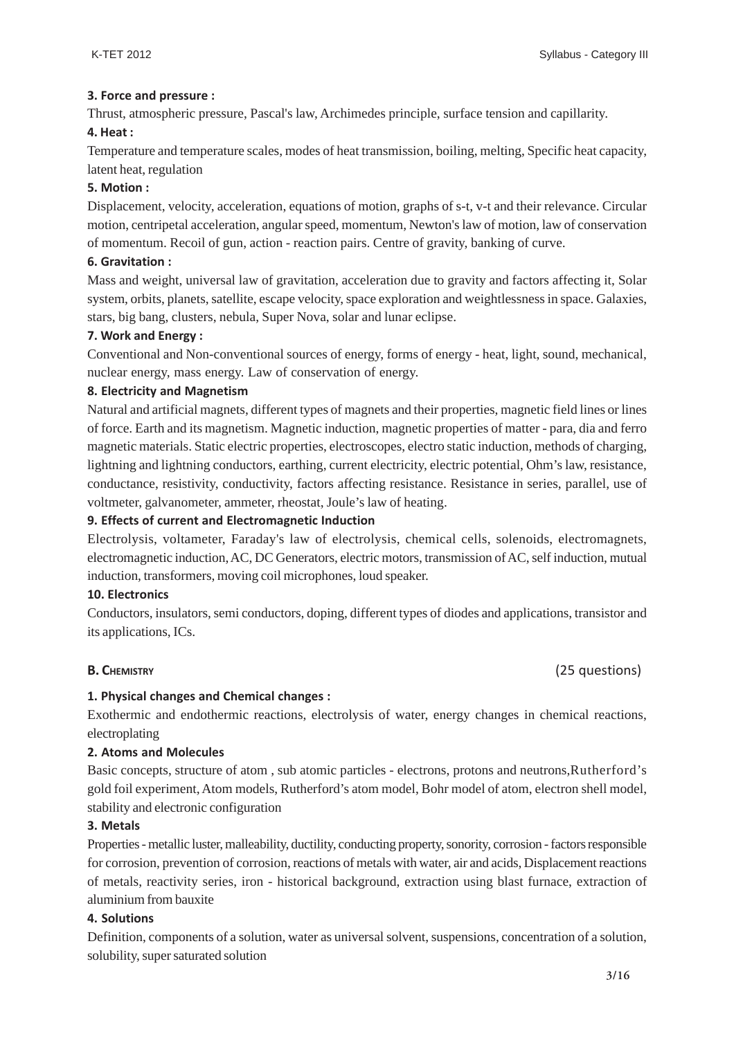**3. Force and pressure :**

Thrust, atmospheric pressure, Pascal's law, Archimedes principle, surface tension and capillarity.

**4. Heat :**

Temperature and temperature scales, modes of heat transmission, boiling, melting, Specific heat capacity, latent heat, regulation

**5. Motion :**

Displacement, velocity, acceleration, equations of motion, graphs of s-t, v-t and their relevance. Circular motion, centripetal acceleration, angular speed, momentum, Newton's law of motion, law of conservation of momentum. Recoil of gun, action - reaction pairs. Centre of gravity, banking of curve.

**6. Gravitation :**

Mass and weight, universal law of gravitation, acceleration due to gravity and factors affecting it, Solar system, orbits, planets, satellite, escape velocity, space exploration and weightlessness in space. Galaxies, stars, big bang, clusters, nebula, Super Nova, solar and lunar eclipse.

**7. Work and Energy :**

Conventional and Non-conventional sources of energy, forms of energy - heat, light, sound, mechanical, nuclear energy, mass energy. Law of conservation of energy.

**8. Electricity and Magnetism**

Natural and artificial magnets, different types of magnets and their properties, magnetic field lines or lines of force. Earth and its magnetism. Magnetic induction, magnetic properties of matter - para, dia and ferro magnetic materials. Static electric properties, electroscopes, electro static induction, methods of charging, lightning and lightning conductors, earthing, current electricity, electric potential, Ohm's law, resistance, conductance, resistivity, conductivity, factors affecting resistance. Resistance in series, parallel, use of voltmeter, galvanometer, ammeter, rheostat, Joule's law of heating.

**9. Effects of current and Electromagnetic Induction**

Electrolysis, voltameter, Faraday's law of electrolysis, chemical cells, solenoids, electromagnets, electromagnetic induction, AC, DC Generators, electric motors, transmission of AC, self induction, mutual induction, transformers, moving coil microphones, loud speaker.

**10. Electronics**

Conductors, insulators, semi conductors, doping, different types of diodes and applications, transistor and its applications, ICs.

## B. Chemistry (25 questions)

**1. Physical changes and Chemical changes :**

Exothermic and endothermic reactions, electrolysis of water, energy changes in chemical reactions, electroplating

**2. Atoms and Molecules**

Basic concepts, structure of atom , sub atomic particles - electrons, protons and neutrons,Rutherford's gold foil experiment, Atom models, Rutherford's atom model, Bohr model of atom, electron shell model, stability and electronic configuration

**3. Metals**

Properties - metallic luster, malleability, ductility, conducting property, sonority, corrosion - factors responsible for corrosion, prevention of corrosion, reactions of metals with water, air and acids, Displacement reactions of metals, reactivity series, iron - historical background, extraction using blast furnace, extraction of aluminium from bauxite

**4. Solutions**

Definition, components of a solution, water as universal solvent, suspensions, concentration of a solution, solubility, super saturated solution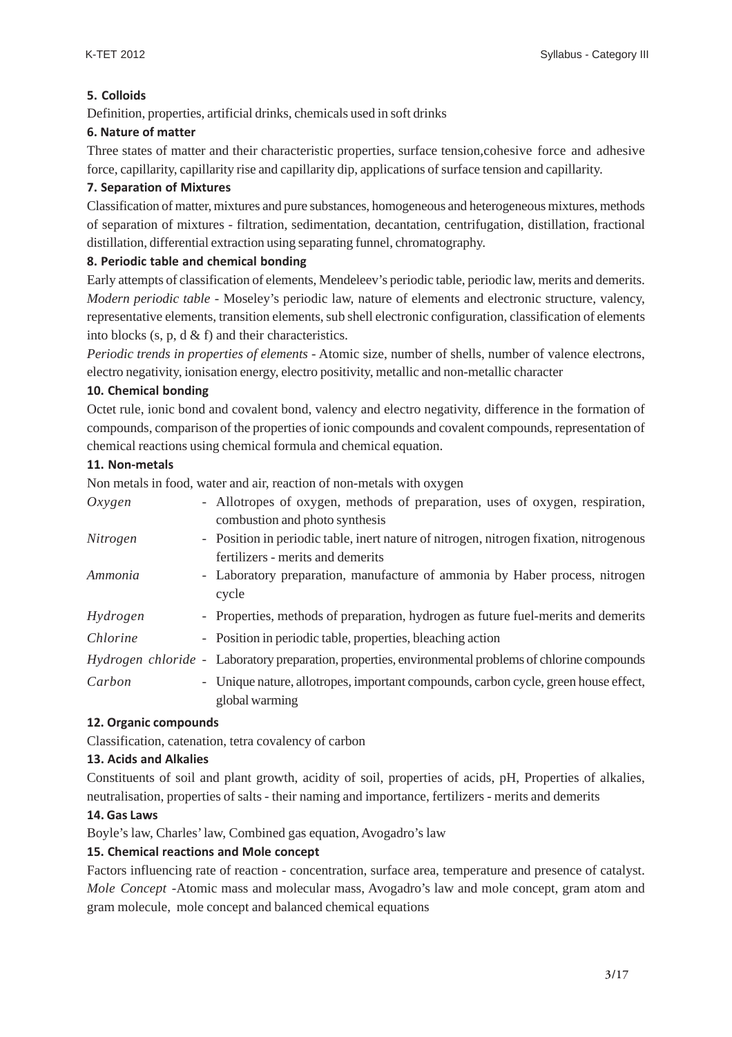**5. Colloids**

Definition, properties, artificial drinks, chemicals used in soft drinks

**6. Nature of matter**

Three states of matter and their characteristic properties, surface tension,cohesive force and adhesive force, capillarity, capillarity rise and capillarity dip, applications of surface tension and capillarity.

**7. Separation of Mixtures**

Classification of matter, mixtures and pure substances, homogeneous and heterogeneous mixtures, methods of separation of mixtures - filtration, sedimentation, decantation, centrifugation, distillation, fractional distillation, differential extraction using separating funnel, chromatography.

**8. Periodic table and chemical bonding**

Early attempts of classification of elements, Mendeleev's periodic table, periodic law, merits and demerits. *Modern periodic table* - Moseley's periodic law, nature of elements and electronic structure, valency, representative elements, transition elements, sub shell electronic configuration, classification of elements into blocks (s, p, d & f) and their characteristics.

*Periodic trends in properties of elements* - Atomic size, number of shells, number of valence electrons, electro negativity, ionisation energy, electro positivity, metallic and non-metallic character

**10. Chemical bonding**

Octet rule, ionic bond and covalent bond, valency and electro negativity, difference in the formation of compounds, comparison of the properties of ionic compounds and covalent compounds, representation of chemical reactions using chemical formula and chemical equation.

**11. Non-metals**

Non metals in food, water and air, reaction of non-metals with oxygen

| | |
|---|---|
| *Oxygen* | - Allotropes of oxygen, methods of preparation, uses of oxygen, respiration, combustion and photo synthesis |
| *Nitrogen* | - Position in periodic table, inert nature of nitrogen, nitrogen fixation, nitrogenous fertilizers - merits and demerits |
| *Ammonia* | - Laboratory preparation, manufacture of ammonia by Haber process, nitrogen cycle |
| *Hydrogen* | - Properties, methods of preparation, hydrogen as future fuel-merits and demerits |
| *Chlorine* | - Position in periodic table, properties, bleaching action |
| *Hydrogen chloride* | - Laboratory preparation, properties, environmental problems of chlorine compounds |
| *Carbon* | - Unique nature, allotropes, important compounds, carbon cycle, green house effect, global warming |

**12. Organic compounds**

Classification, catenation, tetra covalency of carbon

**13. Acids and Alkalies**

Constituents of soil and plant growth, acidity of soil, properties of acids, pH, Properties of alkalies, neutralisation, properties of salts - their naming and importance, fertilizers - merits and demerits

**14. Gas Laws**

Boyle's law, Charles' law, Combined gas equation, Avogadro's law

**15. Chemical reactions and Mole concept**

Factors influencing rate of reaction - concentration, surface area, temperature and presence of catalyst. *Mole Concept* -Atomic mass and molecular mass, Avogadro's law and mole concept, gram atom and gram molecule, mole concept and balanced chemical equations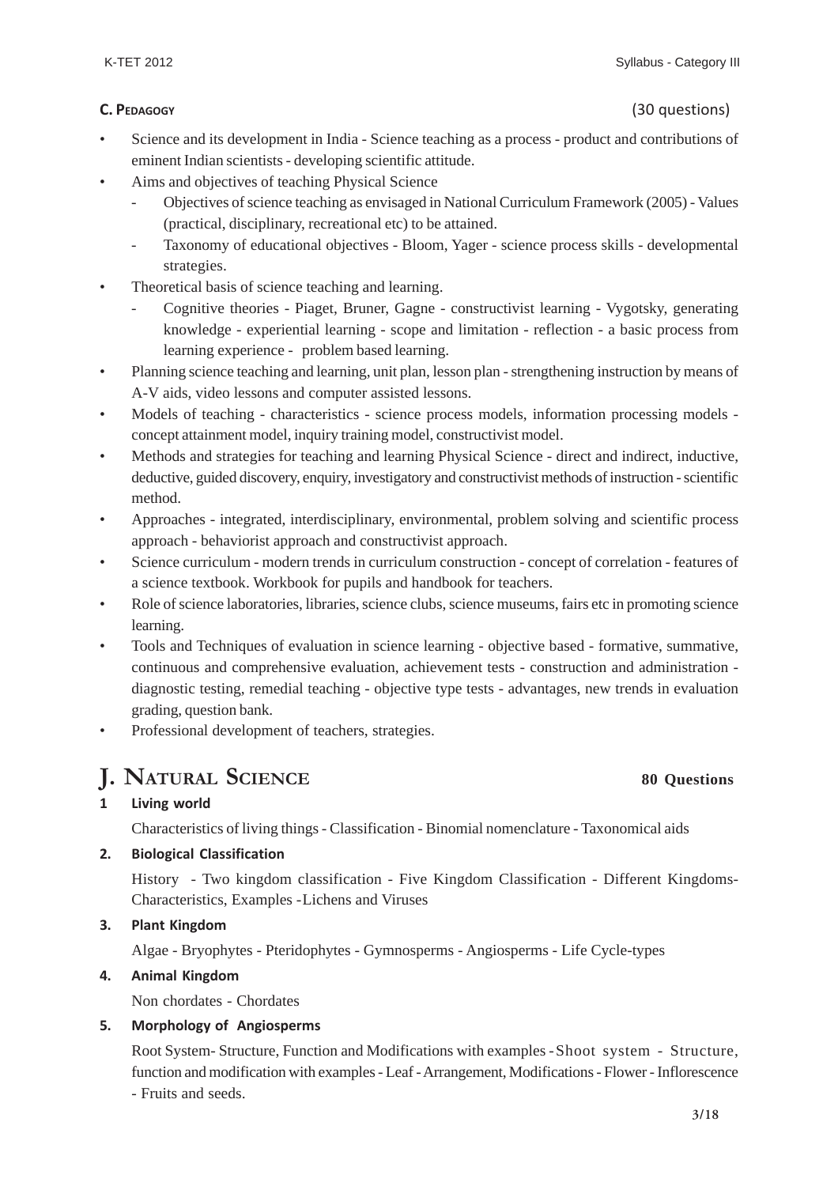**C. Pedagogy** (30 questions)

- Science and its development in India - Science teaching as a process - product and contributions of eminent Indian scientists - developing scientific attitude.
- Aims and objectives of teaching Physical Science
  - Objectives of science teaching as envisaged in National Curriculum Framework (2005) - Values (practical, disciplinary, recreational etc) to be attained.
  - Taxonomy of educational objectives - Bloom, Yager - science process skills - developmental strategies.
- Theoretical basis of science teaching and learning.
  - Cognitive theories - Piaget, Bruner, Gagne - constructivist learning - Vygotsky, generating knowledge - experiential learning - scope and limitation - reflection - a basic process from learning experience - problem based learning.
- Planning science teaching and learning, unit plan, lesson plan - strengthening instruction by means of A-V aids, video lessons and computer assisted lessons.
- Models of teaching - characteristics - science process models, information processing models - concept attainment model, inquiry training model, constructivist model.
- Methods and strategies for teaching and learning Physical Science - direct and indirect, inductive, deductive, guided discovery, enquiry, investigatory and constructivist methods of instruction - scientific method.
- Approaches - integrated, interdisciplinary, environmental, problem solving and scientific process approach - behaviorist approach and constructivist approach.
- Science curriculum - modern trends in curriculum construction - concept of correlation - features of a science textbook. Workbook for pupils and handbook for teachers.
- Role of science laboratories, libraries, science clubs, science museums, fairs etc in promoting science learning.
- Tools and Techniques of evaluation in science learning - objective based - formative, summative, continuous and comprehensive evaluation, achievement tests - construction and administration - diagnostic testing, remedial teaching - objective type tests - advantages, new trends in evaluation grading, question bank.
- Professional development of teachers, strategies.

# J. Natural Science

**80 Questions**

**1 Living world**

Characteristics of living things - Classification - Binomial nomenclature - Taxonomical aids

**2. Biological Classification**

History - Two kingdom classification - Five Kingdom Classification - Different Kingdoms- Characteristics, Examples -Lichens and Viruses

**3. Plant Kingdom**

Algae - Bryophytes - Pteridophytes - Gymnosperms - Angiosperms - Life Cycle-types

**4. Animal Kingdom**

Non chordates - Chordates

**5. Morphology of Angiosperms**

Root System- Structure, Function and Modifications with examples - Shoot system - Structure, function and modification with examples - Leaf - Arrangement, Modifications - Flower - Inflorescence - Fruits and seeds.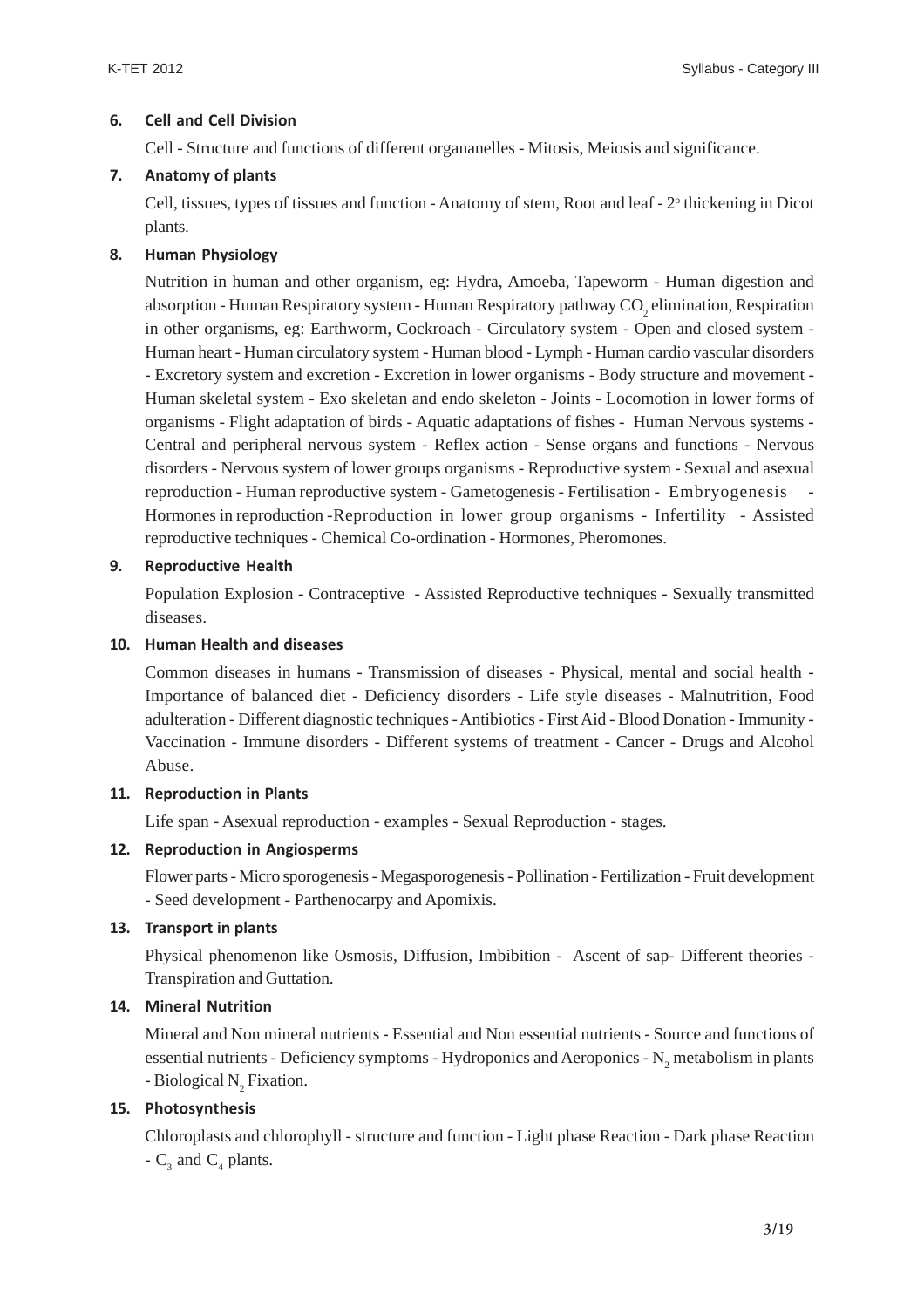### 6. Cell and Cell Division

Cell - Structure and functions of different organanelles - Mitosis, Meiosis and significance.

### 7. Anatomy of plants

Cell, tissues, types of tissues and function - Anatomy of stem, Root and leaf - $2^o$ thickening in Dicot plants.

### 8. Human Physiology

Nutrition in human and other organism, eg: Hydra, Amoeba, Tapeworm - Human digestion and absorption - Human Respiratory system - Human Respiratory pathway $CO_2$ elimination, Respiration in other organisms, eg: Earthworm, Cockroach - Circulatory system - Open and closed system - Human heart - Human circulatory system - Human blood - Lymph - Human cardio vascular disorders - Excretory system and excretion - Excretion in lower organisms - Body structure and movement - Human skeletal system - Exo skeletan and endo skeleton - Joints - Locomotion in lower forms of organisms - Flight adaptation of birds - Aquatic adaptations of fishes - Human Nervous systems - Central and peripheral nervous system - Reflex action - Sense organs and functions - Nervous disorders - Nervous system of lower groups organisms - Reproductive system - Sexual and asexual reproduction - Human reproductive system - Gametogenesis - Fertilisation - Embryogenesis - Hormones in reproduction -Reproduction in lower group organisms - Infertility - Assisted reproductive techniques - Chemical Co-ordination - Hormones, Pheromones.

### 9. Reproductive Health

Population Explosion - Contraceptive - Assisted Reproductive techniques - Sexually transmitted diseases.

### 10. Human Health and diseases

Common diseases in humans - Transmission of diseases - Physical, mental and social health - Importance of balanced diet - Deficiency disorders - Life style diseases - Malnutrition, Food adulteration - Different diagnostic techniques - Antibiotics - First Aid - Blood Donation - Immunity - Vaccination - Immune disorders - Different systems of treatment - Cancer - Drugs and Alcohol Abuse.

### 11. Reproduction in Plants

Life span - Asexual reproduction - examples - Sexual Reproduction - stages.

### 12. Reproduction in Angiosperms

Flower parts - Micro sporogenesis - Megasporogenesis - Pollination - Fertilization - Fruit development - Seed development - Parthenocarpy and Apomixis.

### 13. Transport in plants

Physical phenomenon like Osmosis, Diffusion, Imbibition - Ascent of sap- Different theories - Transpiration and Guttation.

### 14. Mineral Nutrition

Mineral and Non mineral nutrients - Essential and Non essential nutrients - Source and functions of essential nutrients - Deficiency symptoms - Hydroponics and Aeroponics - $N_2$ metabolism in plants - Biological $N_2$ Fixation.

### 15. Photosynthesis

Chloroplasts and chlorophyll - structure and function - Light phase Reaction - Dark phase Reaction - $C_3$ and $C_4$ plants.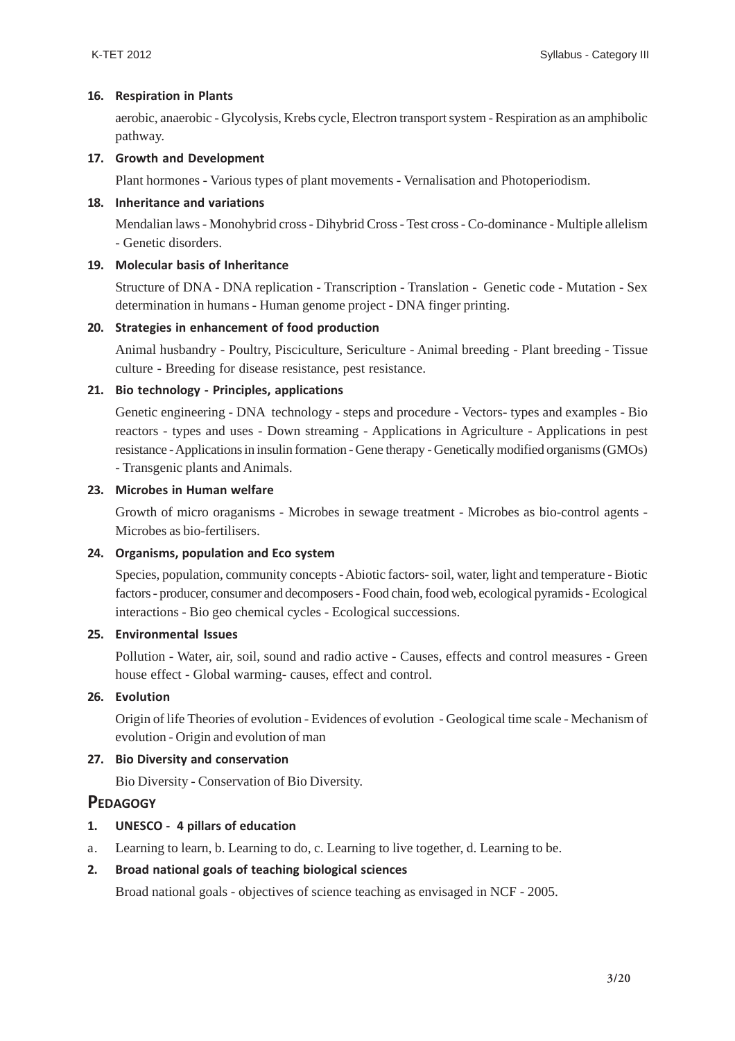**16. Respiration in Plants**

aerobic, anaerobic - Glycolysis, Krebs cycle, Electron transport system - Respiration as an amphibolic pathway.

**17. Growth and Development**

Plant hormones - Various types of plant movements - Vernalisation and Photoperiodism.

**18. Inheritance and variations**

Mendalian laws - Monohybrid cross - Dihybrid Cross - Test cross - Co-dominance - Multiple allelism - Genetic disorders.

**19. Molecular basis of Inheritance**

Structure of DNA - DNA replication - Transcription - Translation - Genetic code - Mutation - Sex determination in humans - Human genome project - DNA finger printing.

**20. Strategies in enhancement of food production**

Animal husbandry - Poultry, Pisciculture, Sericulture - Animal breeding - Plant breeding - Tissue culture - Breeding for disease resistance, pest resistance.

**21. Bio technology - Principles, applications**

Genetic engineering - DNA technology - steps and procedure - Vectors- types and examples - Bio reactors - types and uses - Down streaming - Applications in Agriculture - Applications in pest resistance - Applications in insulin formation - Gene therapy - Genetically modified organisms (GMOs) - Transgenic plants and Animals.

**23. Microbes in Human welfare**

Growth of micro oraganisms - Microbes in sewage treatment - Microbes as bio-control agents - Microbes as bio-fertilisers.

**24. Organisms, population and Eco system**

Species, population, community concepts - Abiotic factors- soil, water, light and temperature - Biotic factors - producer, consumer and decomposers - Food chain, food web, ecological pyramids - Ecological interactions - Bio geo chemical cycles - Ecological successions.

**25. Environmental Issues**

Pollution - Water, air, soil, sound and radio active - Causes, effects and control measures - Green house effect - Global warming- causes, effect and control.

**26. Evolution**

Origin of life Theories of evolution - Evidences of evolution - Geological time scale - Mechanism of evolution - Origin and evolution of man

**27. Bio Diversity and conservation**

Bio Diversity - Conservation of Bio Diversity.

## PEDAGOGY

**1. UNESCO - 4 pillars of education**

a. Learning to learn, b. Learning to do, c. Learning to live together, d. Learning to be.

**2. Broad national goals of teaching biological sciences**

Broad national goals - objectives of science teaching as envisaged in NCF - 2005.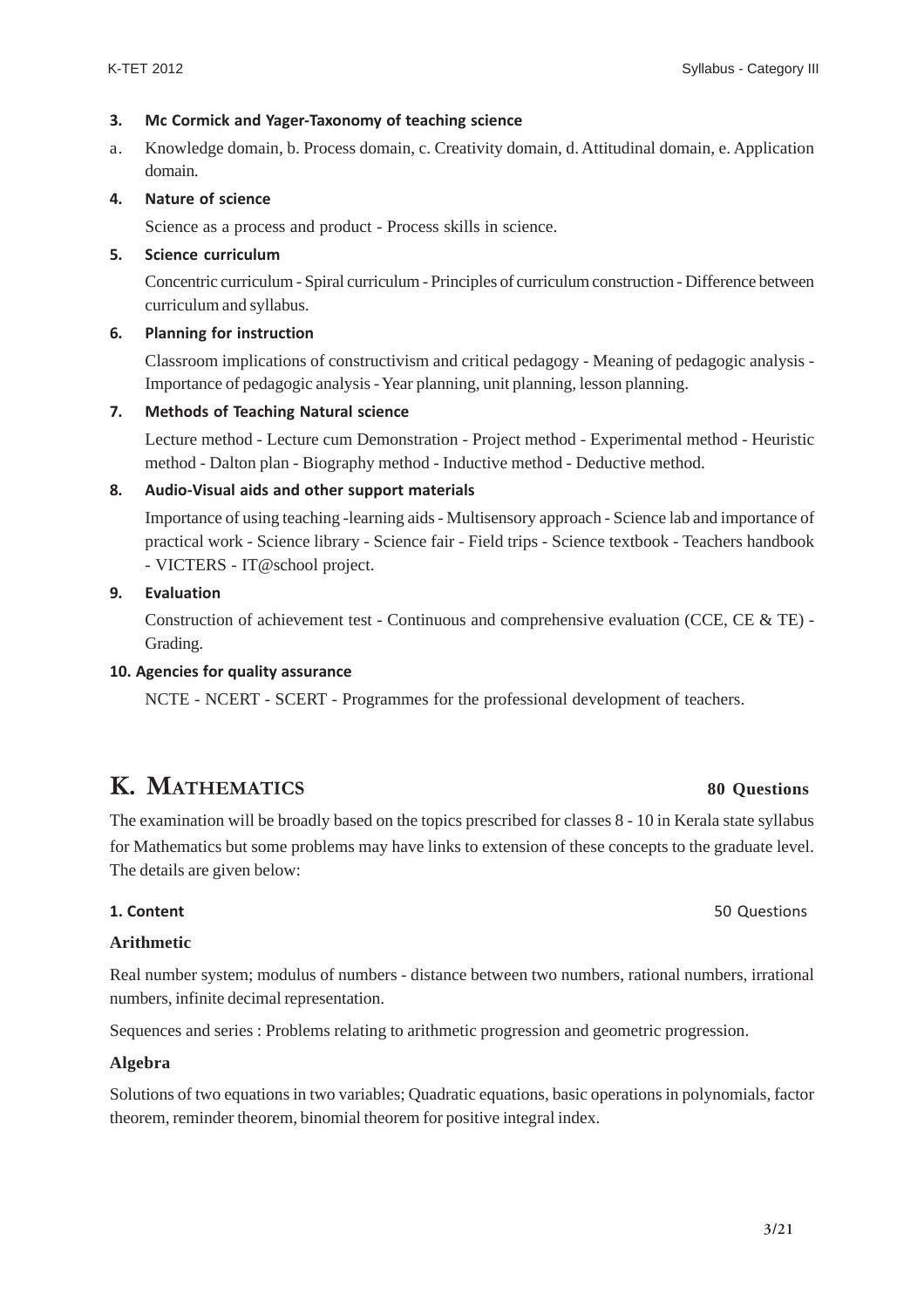**3. Mc Cormick and Yager-Taxonomy of teaching science**

a. Knowledge domain, b. Process domain, c. Creativity domain, d. Attitudinal domain, e. Application domain.

**4. Nature of science**

Science as a process and product - Process skills in science.

**5. Science curriculum**

Concentric curriculum - Spiral curriculum - Principles of curriculum construction - Difference between curriculum and syllabus.

**6. Planning for instruction**

Classroom implications of constructivism and critical pedagogy - Meaning of pedagogic analysis - Importance of pedagogic analysis - Year planning, unit planning, lesson planning.

**7. Methods of Teaching Natural science**

Lecture method - Lecture cum Demonstration - Project method - Experimental method - Heuristic method - Dalton plan - Biography method - Inductive method - Deductive method.

**8. Audio-Visual aids and other support materials**

Importance of using teaching -learning aids - Multisensory approach - Science lab and importance of practical work - Science library - Science fair - Field trips - Science textbook - Teachers handbook - VICTERS - IT@school project.

**9. Evaluation**

Construction of achievement test - Continuous and comprehensive evaluation (CCE, CE & TE) - Grading.

**10. Agencies for quality assurance**

NCTE - NCERT - SCERT - Programmes for the professional development of teachers.

## K. MATHEMATICS — 80 Questions

The examination will be broadly based on the topics prescribed for classes 8 - 10 in Kerala state syllabus for Mathematics but some problems may have links to extension of these concepts to the graduate level. The details are given below:

**1. Content** — 50 Questions

**Arithmetic**

Real number system; modulus of numbers - distance between two numbers, rational numbers, irrational numbers, infinite decimal representation.

Sequences and series : Problems relating to arithmetic progression and geometric progression.

**Algebra**

Solutions of two equations in two variables; Quadratic equations, basic operations in polynomials, factor theorem, reminder theorem, binomial theorem for positive integral index.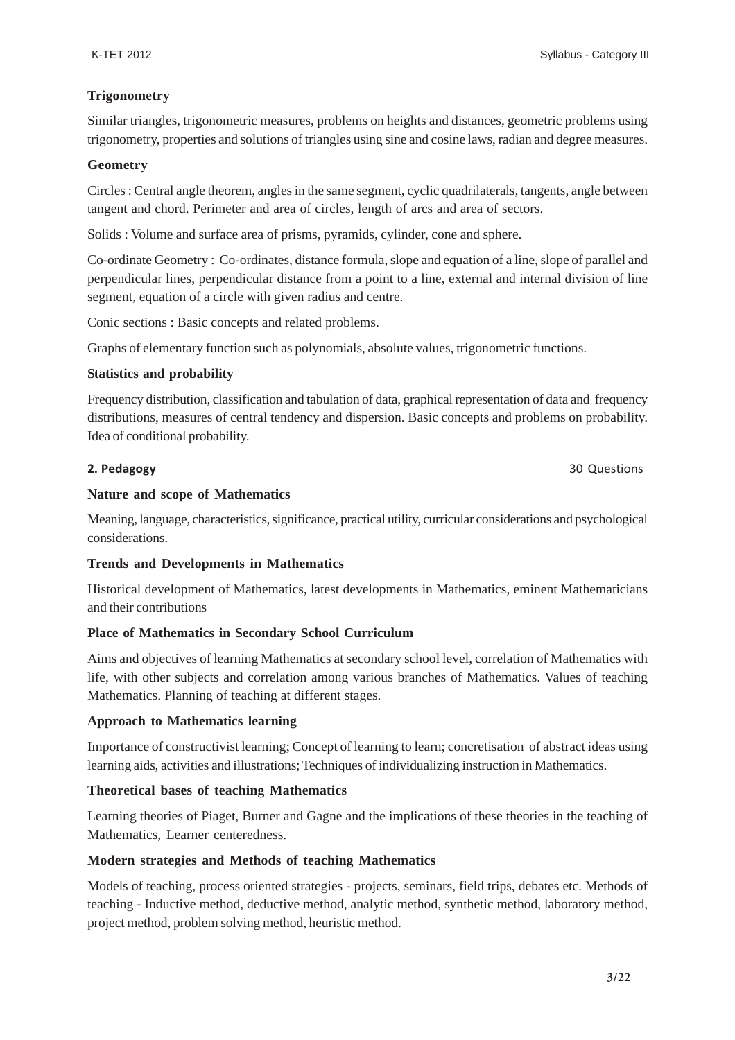**Trigonometry**

Similar triangles, trigonometric measures, problems on heights and distances, geometric problems using trigonometry, properties and solutions of triangles using sine and cosine laws, radian and degree measures.

**Geometry**

Circles : Central angle theorem, angles in the same segment, cyclic quadrilaterals, tangents, angle between tangent and chord. Perimeter and area of circles, length of arcs and area of sectors.

Solids : Volume and surface area of prisms, pyramids, cylinder, cone and sphere.

Co-ordinate Geometry : Co-ordinates, distance formula, slope and equation of a line, slope of parallel and perpendicular lines, perpendicular distance from a point to a line, external and internal division of line segment, equation of a circle with given radius and centre.

Conic sections : Basic concepts and related problems.

Graphs of elementary function such as polynomials, absolute values, trigonometric functions.

**Statistics and probability**

Frequency distribution, classification and tabulation of data, graphical representation of data and frequency distributions, measures of central tendency and dispersion. Basic concepts and problems on probability. Idea of conditional probability.

**2. Pedagogy** 30 Questions

**Nature and scope of Mathematics**

Meaning, language, characteristics, significance, practical utility, curricular considerations and psychological considerations.

**Trends and Developments in Mathematics**

Historical development of Mathematics, latest developments in Mathematics, eminent Mathematicians and their contributions

**Place of Mathematics in Secondary School Curriculum**

Aims and objectives of learning Mathematics at secondary school level, correlation of Mathematics with life, with other subjects and correlation among various branches of Mathematics. Values of teaching Mathematics. Planning of teaching at different stages.

**Approach to Mathematics learning**

Importance of constructivist learning; Concept of learning to learn; concretisation of abstract ideas using learning aids, activities and illustrations; Techniques of individualizing instruction in Mathematics.

**Theoretical bases of teaching Mathematics**

Learning theories of Piaget, Burner and Gagne and the implications of these theories in the teaching of Mathematics, Learner centeredness.

**Modern strategies and Methods of teaching Mathematics**

Models of teaching, process oriented strategies - projects, seminars, field trips, debates etc. Methods of teaching - Inductive method, deductive method, analytic method, synthetic method, laboratory method, project method, problem solving method, heuristic method.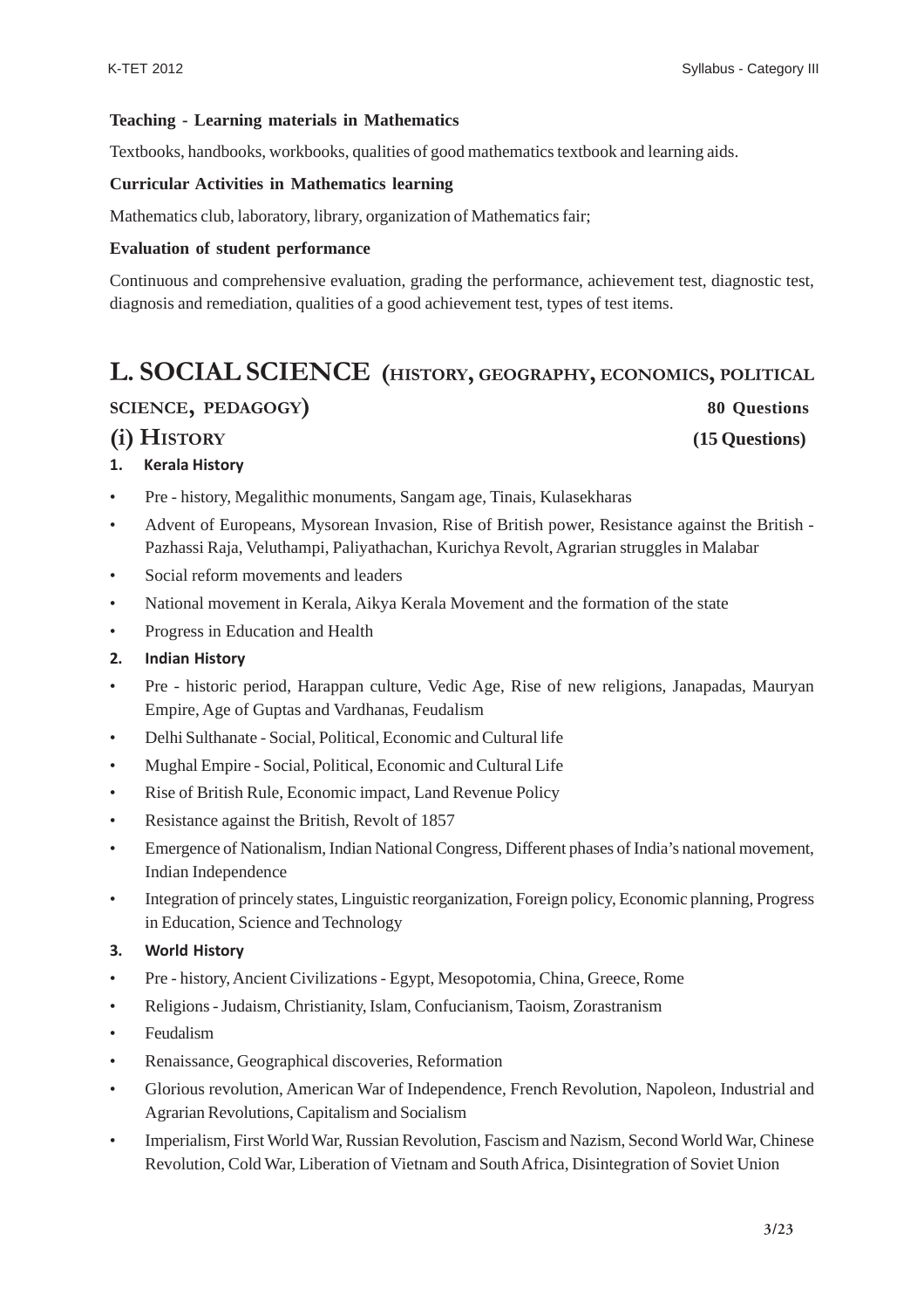**Teaching - Learning materials in Mathematics**

Textbooks, handbooks, workbooks, qualities of good mathematics textbook and learning aids.

**Curricular Activities in Mathematics learning**

Mathematics club, laboratory, library, organization of Mathematics fair;

**Evaluation of student performance**

Continuous and comprehensive evaluation, grading the performance, achievement test, diagnostic test, diagnosis and remediation, qualities of a good achievement test, types of test items.

## L. SOCIAL SCIENCE (HISTORY, GEOGRAPHY, ECONOMICS, POLITICAL SCIENCE, PEDAGOGY) 80 Questions

### (i) HISTORY (15 Questions)

**1. Kerala History**

- Pre - history, Megalithic monuments, Sangam age, Tinais, Kulasekharas
- Advent of Europeans, Mysorean Invasion, Rise of British power, Resistance against the British - Pazhassi Raja, Veluthampi, Paliyathachan, Kurichya Revolt, Agrarian struggles in Malabar
- Social reform movements and leaders
- National movement in Kerala, Aikya Kerala Movement and the formation of the state
- Progress in Education and Health

**2. Indian History**

- Pre - historic period, Harappan culture, Vedic Age, Rise of new religions, Janapadas, Mauryan Empire, Age of Guptas and Vardhanas, Feudalism
- Delhi Sulthanate - Social, Political, Economic and Cultural life
- Mughal Empire - Social, Political, Economic and Cultural Life
- Rise of British Rule, Economic impact, Land Revenue Policy
- Resistance against the British, Revolt of 1857
- Emergence of Nationalism, Indian National Congress, Different phases of India's national movement, Indian Independence
- Integration of princely states, Linguistic reorganization, Foreign policy, Economic planning, Progress in Education, Science and Technology

**3. World History**

- Pre - history, Ancient Civilizations - Egypt, Mesopotomia, China, Greece, Rome
- Religions - Judaism, Christianity, Islam, Confucianism, Taoism, Zorastranism
- Feudalism
- Renaissance, Geographical discoveries, Reformation
- Glorious revolution, American War of Independence, French Revolution, Napoleon, Industrial and Agrarian Revolutions, Capitalism and Socialism
- Imperialism, First World War, Russian Revolution, Fascism and Nazism, Second World War, Chinese Revolution, Cold War, Liberation of Vietnam and South Africa, Disintegration of Soviet Union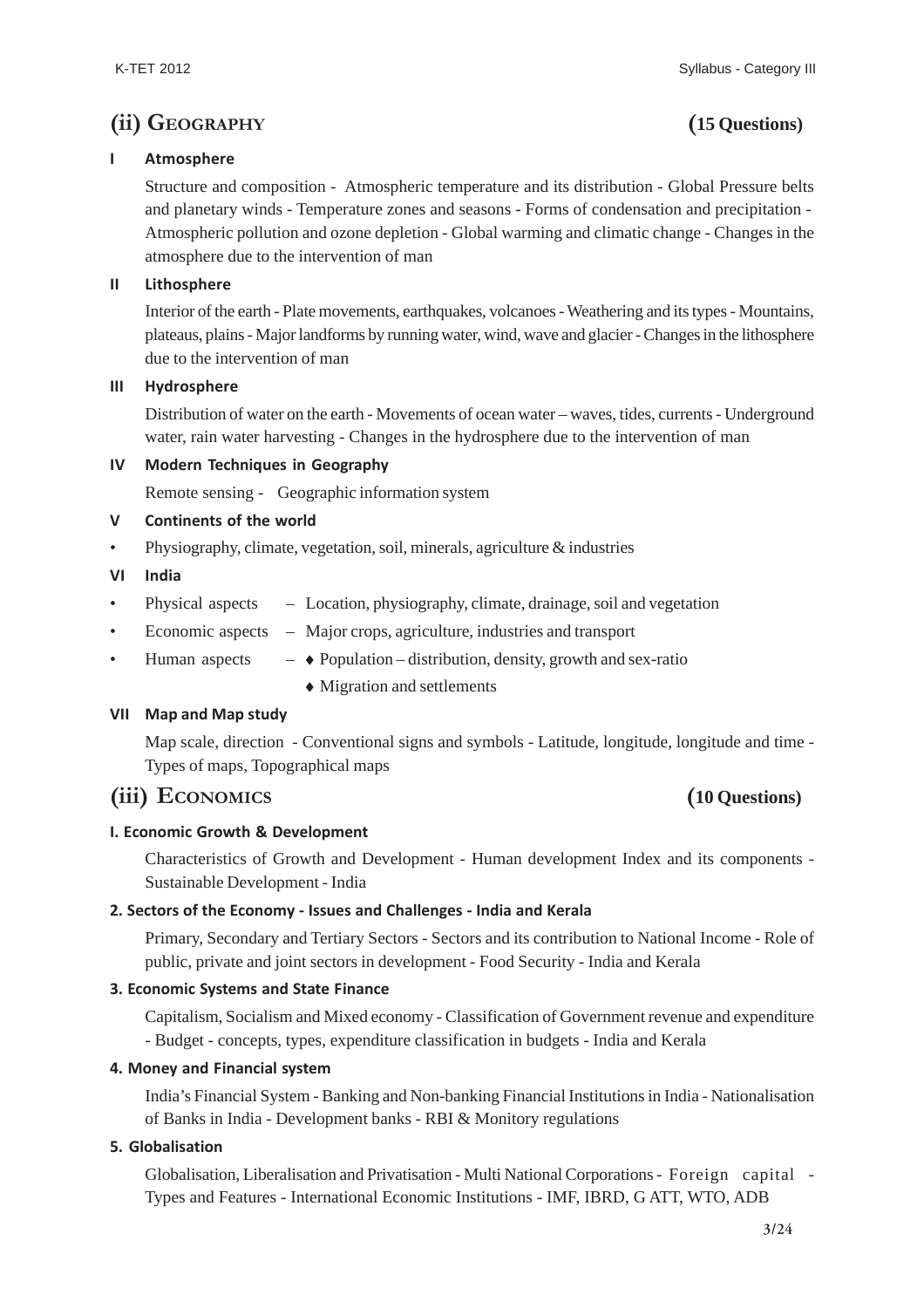## (ii) Geography (15 Questions)

**I Atmosphere**

Structure and composition - Atmospheric temperature and its distribution - Global Pressure belts and planetary winds - Temperature zones and seasons - Forms of condensation and precipitation - Atmospheric pollution and ozone depletion - Global warming and climatic change - Changes in the atmosphere due to the intervention of man

**II Lithosphere**

Interior of the earth - Plate movements, earthquakes, volcanoes - Weathering and its types - Mountains, plateaus, plains - Major landforms by running water, wind, wave and glacier - Changes in the lithosphere due to the intervention of man

**III Hydrosphere**

Distribution of water on the earth - Movements of ocean water – waves, tides, currents - Underground water, rain water harvesting - Changes in the hydrosphere due to the intervention of man

**IV Modern Techniques in Geography**

Remote sensing - Geographic information system

**V Continents of the world**

- Physiography, climate, vegetation, soil, minerals, agriculture & industries

**VI India**

- Physical aspects – Location, physiography, climate, drainage, soil and vegetation
- Economic aspects – Major crops, agriculture, industries and transport
- Human aspects –
  - ♦ Population – distribution, density, growth and sex-ratio
  - ♦ Migration and settlements

**VII Map and Map study**

Map scale, direction - Conventional signs and symbols - Latitude, longitude, longitude and time - Types of maps, Topographical maps

## (iii) Economics (10 Questions)

**I. Economic Growth & Development**

Characteristics of Growth and Development - Human development Index and its components - Sustainable Development - India

**2. Sectors of the Economy - Issues and Challenges - India and Kerala**

Primary, Secondary and Tertiary Sectors - Sectors and its contribution to National Income - Role of public, private and joint sectors in development - Food Security - India and Kerala

**3. Economic Systems and State Finance**

Capitalism, Socialism and Mixed economy - Classification of Government revenue and expenditure - Budget - concepts, types, expenditure classification in budgets - India and Kerala

**4. Money and Financial system**

India's Financial System - Banking and Non-banking Financial Institutions in India - Nationalisation of Banks in India - Development banks - RBI & Monitory regulations

**5. Globalisation**

Globalisation, Liberalisation and Privatisation - Multi National Corporations - Foreign capital - Types and Features - International Economic Institutions - IMF, IBRD, G ATT, WTO, ADB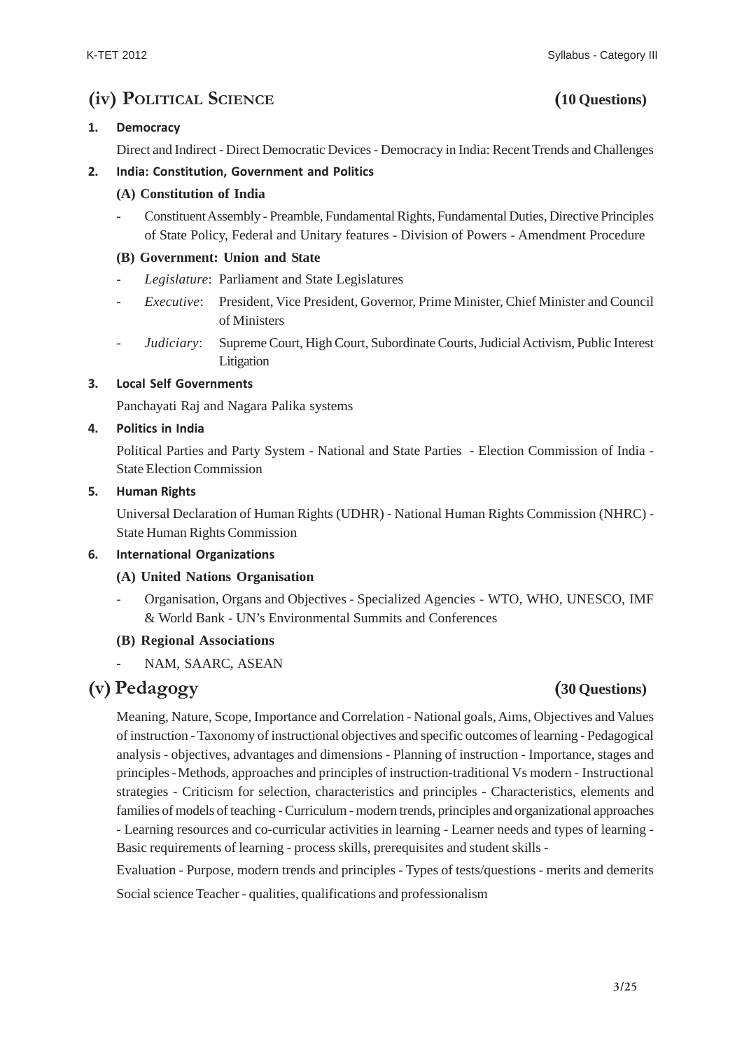## (iv) Political Science (10 Questions)

**1. Democracy**

Direct and Indirect - Direct Democratic Devices - Democracy in India: Recent Trends and Challenges

**2. India: Constitution, Government and Politics**

**(A) Constitution of India**

- Constituent Assembly - Preamble, Fundamental Rights, Fundamental Duties, Directive Principles of State Policy, Federal and Unitary features - Division of Powers - Amendment Procedure

**(B) Government: Union and State**

- *Legislature*: Parliament and State Legislatures
- *Executive*: President, Vice President, Governor, Prime Minister, Chief Minister and Council of Ministers
- *Judiciary*: Supreme Court, High Court, Subordinate Courts, Judicial Activism, Public Interest Litigation

**3. Local Self Governments**

Panchayati Raj and Nagara Palika systems

**4. Politics in India**

Political Parties and Party System - National and State Parties - Election Commission of India - State Election Commission

**5. Human Rights**

Universal Declaration of Human Rights (UDHR) - National Human Rights Commission (NHRC) - State Human Rights Commission

**6. International Organizations**

**(A) United Nations Organisation**

- Organisation, Organs and Objectives - Specialized Agencies - WTO, WHO, UNESCO, IMF & World Bank - UN's Environmental Summits and Conferences

**(B) Regional Associations**

- NAM, SAARC, ASEAN

## (v) Pedagogy (30 Questions)

Meaning, Nature, Scope, Importance and Correlation - National goals, Aims, Objectives and Values of instruction - Taxonomy of instructional objectives and specific outcomes of learning - Pedagogical analysis - objectives, advantages and dimensions - Planning of instruction - Importance, stages and principles - Methods, approaches and principles of instruction-traditional Vs modern - Instructional strategies - Criticism for selection, characteristics and principles - Characteristics, elements and families of models of teaching - Curriculum - modern trends, principles and organizational approaches - Learning resources and co-curricular activities in learning - Learner needs and types of learning - Basic requirements of learning - process skills, prerequisites and student skills -

Evaluation - Purpose, modern trends and principles - Types of tests/questions - merits and demerits

Social science Teacher - qualities, qualifications and professionalism